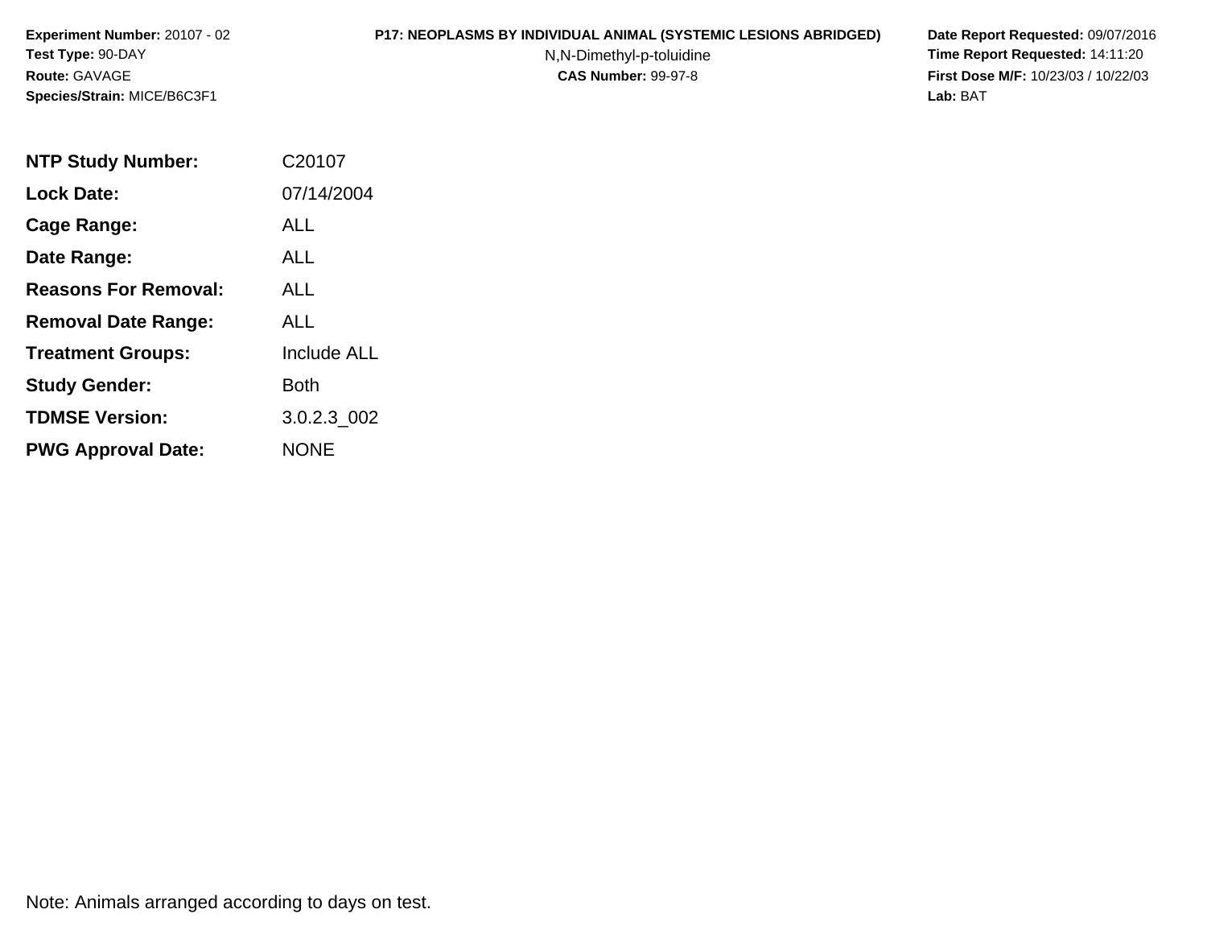**Experiment Number:** 20107 - 02
**Test Type:** 90-DAY
**Route:** GAVAGE
**Species/Strain:** MICE/B6C3F1

**P17: NEOPLASMS BY INDIVIDUAL ANIMAL (SYSTEMIC LESIONS ABRIDGED)**
N,N-Dimethyl-p-toluidine
**CAS Number:** 99-97-8

**Date Report Requested:** 09/07/2016
**Time Report Requested:** 14:11:20
**First Dose M/F:** 10/23/03 / 10/22/03
**Lab:** BAT

| | |
|---|---|
| **NTP Study Number:** | C20107 |
| **Lock Date:** | 07/14/2004 |
| **Cage Range:** | ALL |
| **Date Range:** | ALL |
| **Reasons For Removal:** | ALL |
| **Removal Date Range:** | ALL |
| **Treatment Groups:** | Include ALL |
| **Study Gender:** | Both |
| **TDMSE Version:** | 3.0.2.3_002 |
| **PWG Approval Date:** | NONE |

Note: Animals arranged according to days on test.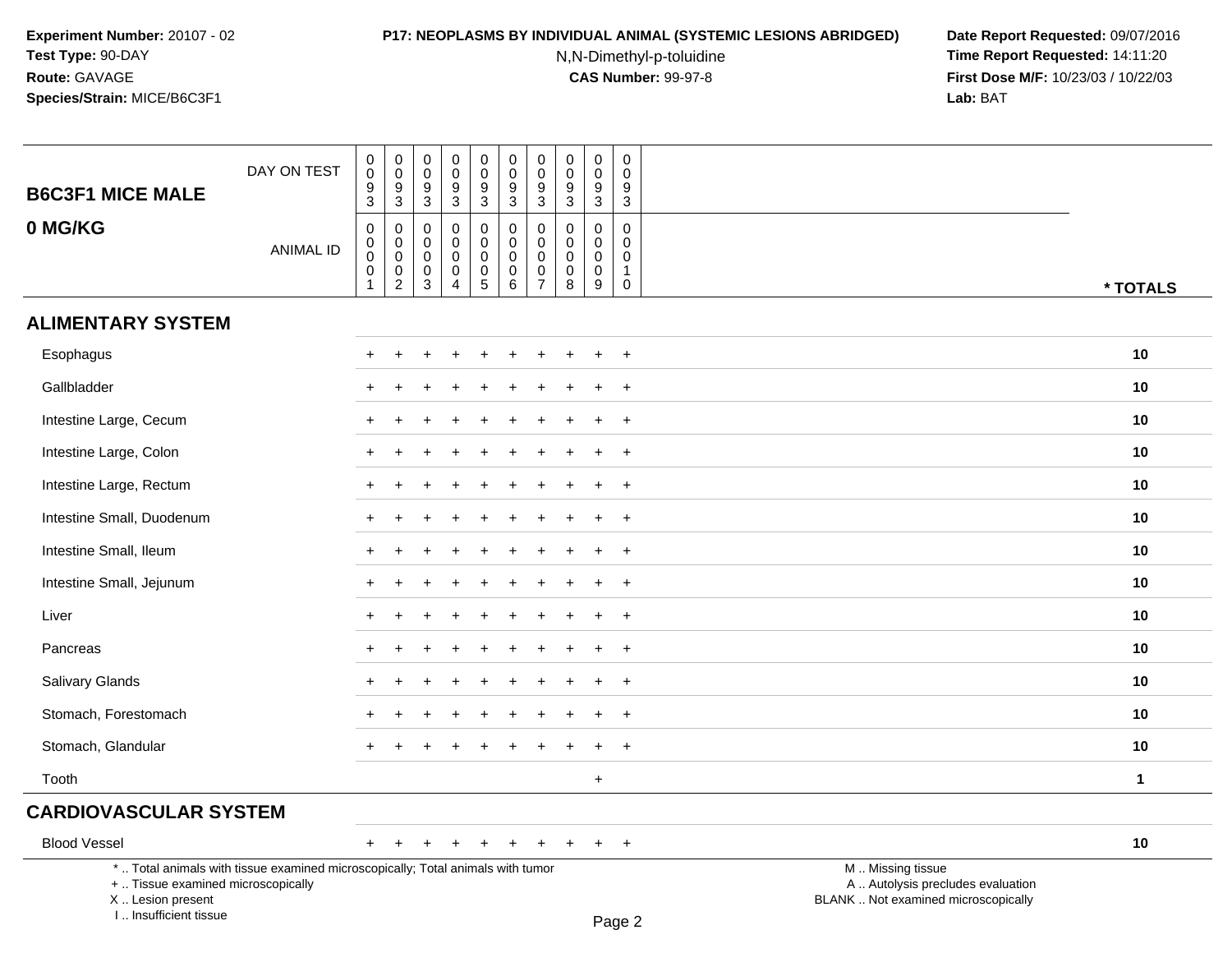**Experiment Number:** 20107 - 02
**Test Type:** 90-DAY
**Route:** GAVAGE
**Species/Strain:** MICE/B6C3F1

**P17: NEOPLASMS BY INDIVIDUAL ANIMAL (SYSTEMIC LESIONS ABRIDGED)**
N,N-Dimethyl-p-toluidine
**CAS Number:** 99-97-8

**Date Report Requested:** 09/07/2016
**Time Report Requested:** 14:11:20
**First Dose M/F:** 10/23/03 / 10/22/03
**Lab:** BAT

| B6C3F1 MICE MALE 0 MG/KG | | | | | | | | | | | |
|---|---|---|---|---|---|---|---|---|---|---|---|
| DAY ON TEST | 0093 | 0093 | 0093 | 0093 | 0093 | 0093 | 0093 | 0093 | 0093 | 0093 | |
| ANIMAL ID | 00001 | 00002 | 00003 | 00004 | 00005 | 00006 | 00007 | 00008 | 00009 | 00010 | * TOTALS |
| **ALIMENTARY SYSTEM** | | | | | | | | | | | |
| Esophagus | + | + | + | + | + | + | + | + | + | + | 10 |
| Gallbladder | + | + | + | + | + | + | + | + | + | + | 10 |
| Intestine Large, Cecum | + | + | + | + | + | + | + | + | + | + | 10 |
| Intestine Large, Colon | + | + | + | + | + | + | + | + | + | + | 10 |
| Intestine Large, Rectum | + | + | + | + | + | + | + | + | + | + | 10 |
| Intestine Small, Duodenum | + | + | + | + | + | + | + | + | + | + | 10 |
| Intestine Small, Ileum | + | + | + | + | + | + | + | + | + | + | 10 |
| Intestine Small, Jejunum | + | + | + | + | + | + | + | + | + | + | 10 |
| Liver | + | + | + | + | + | + | + | + | + | + | 10 |
| Pancreas | + | + | + | + | + | + | + | + | + | + | 10 |
| Salivary Glands | + | + | + | + | + | + | + | + | + | + | 10 |
| Stomach, Forestomach | + | + | + | + | + | + | + | + | + | + | 10 |
| Stomach, Glandular | + | + | + | + | + | + | + | + | + | + | 10 |
| Tooth | | | | | | | | | + | | 1 |
| **CARDIOVASCULAR SYSTEM** | | | | | | | | | | | |
| Blood Vessel | + | + | + | + | + | + | + | + | + | + | 10 |

* .. Total animals with tissue examined microscopically; Total animals with tumor
+ .. Tissue examined microscopically
X .. Lesion present
I .. Insufficient tissue

M .. Missing tissue
A .. Autolysis precludes evaluation
BLANK .. Not examined microscopically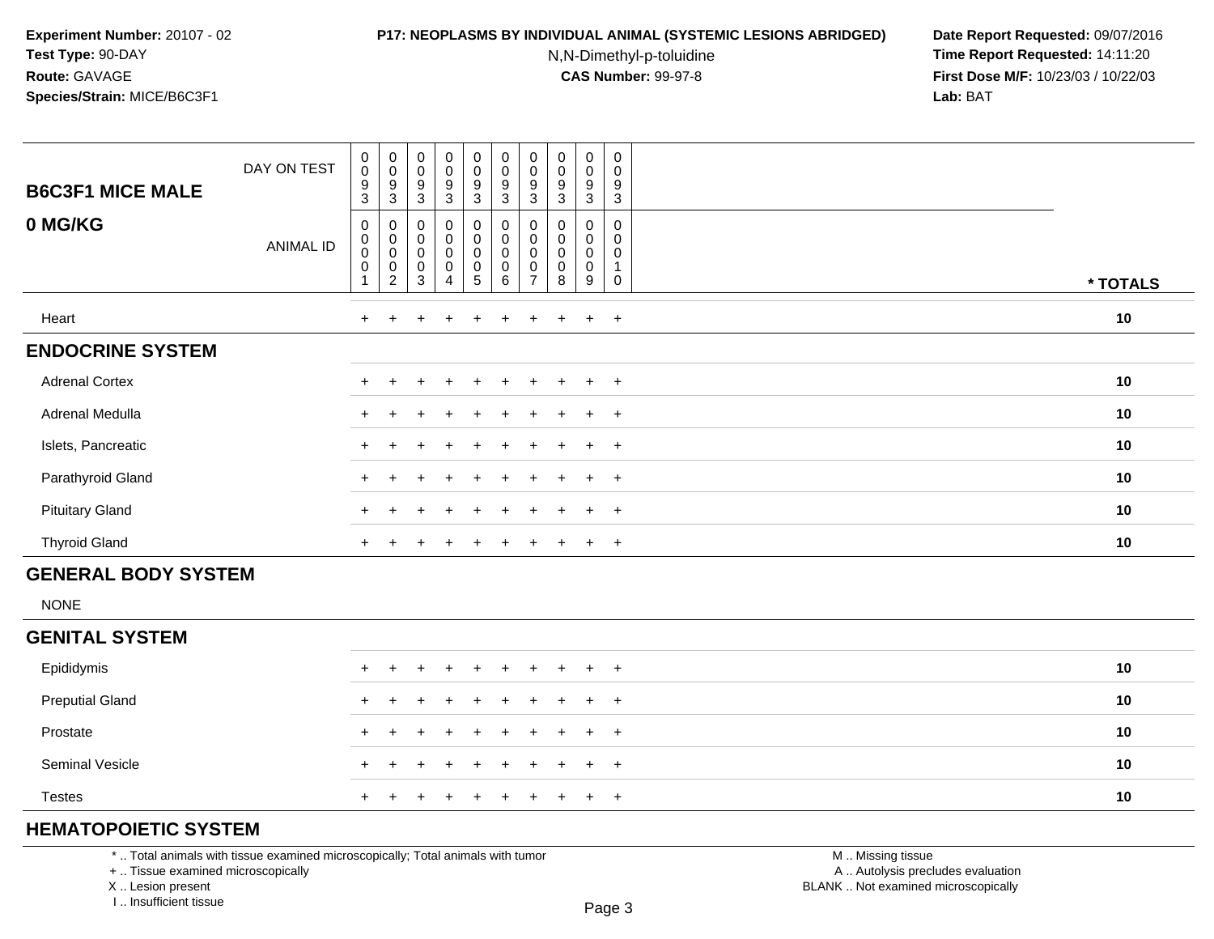**Experiment Number:** 20107 - 02
**Test Type:** 90-DAY
**Route:** GAVAGE
**Species/Strain:** MICE/B6C3F1

**P17: NEOPLASMS BY INDIVIDUAL ANIMAL (SYSTEMIC LESIONS ABRIDGED)**
N,N-Dimethyl-p-toluidine
**CAS Number:** 99-97-8

**Date Report Requested:** 09/07/2016
**Time Report Requested:** 14:11:20
**First Dose M/F:** 10/23/03 / 10/22/03
**Lab:** BAT

| B6C3F1 MICE MALE 0 MG/KG | | | | | | | | | | | |
|---|---|---|---|---|---|---|---|---|---|---|---|
| DAY ON TEST | 0093 | 0093 | 0093 | 0093 | 0093 | 0093 | 0093 | 0093 | 0093 | 0093 | |
| ANIMAL ID | 00001 | 00002 | 00003 | 00004 | 00005 | 00006 | 00007 | 00008 | 00009 | 00010 | * TOTALS |
| Heart | + | + | + | + | + | + | + | + | + | + | 10 |
| **ENDOCRINE SYSTEM** | | | | | | | | | | | |
| Adrenal Cortex | + | + | + | + | + | + | + | + | + | + | 10 |
| Adrenal Medulla | + | + | + | + | + | + | + | + | + | + | 10 |
| Islets, Pancreatic | + | + | + | + | + | + | + | + | + | + | 10 |
| Parathyroid Gland | + | + | + | + | + | + | + | + | + | + | 10 |
| Pituitary Gland | + | + | + | + | + | + | + | + | + | + | 10 |
| Thyroid Gland | + | + | + | + | + | + | + | + | + | + | 10 |
| **GENERAL BODY SYSTEM** | | | | | | | | | | | |
| NONE | | | | | | | | | | | |
| **GENITAL SYSTEM** | | | | | | | | | | | |
| Epididymis | + | + | + | + | + | + | + | + | + | + | 10 |
| Preputial Gland | + | + | + | + | + | + | + | + | + | + | 10 |
| Prostate | + | + | + | + | + | + | + | + | + | + | 10 |
| Seminal Vesicle | + | + | + | + | + | + | + | + | + | + | 10 |
| Testes | + | + | + | + | + | + | + | + | + | + | 10 |
| **HEMATOPOIETIC SYSTEM** | | | | | | | | | | | |

* .. Total animals with tissue examined microscopically; Total animals with tumor
+ .. Tissue examined microscopically
X .. Lesion present
I .. Insufficient tissue

M .. Missing tissue
A .. Autolysis precludes evaluation
BLANK .. Not examined microscopically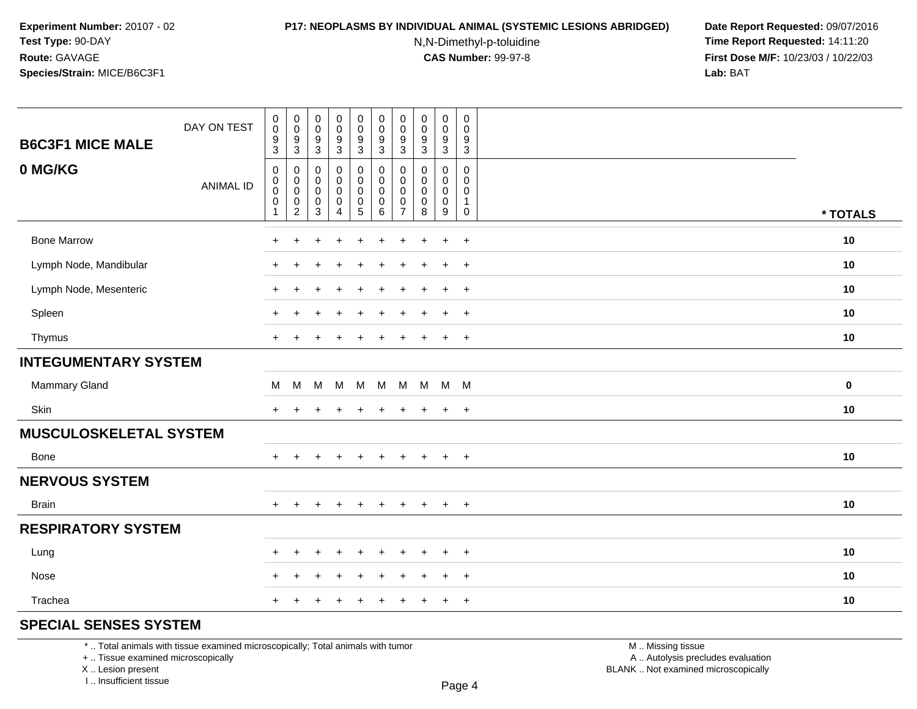**Experiment Number:** 20107 - 02
**Test Type:** 90-DAY
**Route:** GAVAGE
**Species/Strain:** MICE/B6C3F1

**P17: NEOPLASMS BY INDIVIDUAL ANIMAL (SYSTEMIC LESIONS ABRIDGED)**
N,N-Dimethyl-p-toluidine
**CAS Number:** 99-97-8

**Date Report Requested:** 09/07/2016
**Time Report Requested:** 14:11:20
**First Dose M/F:** 10/23/03 / 10/22/03
**Lab:** BAT

**B6C3F1 MICE MALE**

**0 MG/KG**

| DAY ON TEST | 0093 | 0093 | 0093 | 0093 | 0093 | 0093 | 0093 | 0093 | 0093 | 0093 | |
|---|---|---|---|---|---|---|---|---|---|---|---|
| ANIMAL ID | 00001 | 00002 | 00003 | 00004 | 00005 | 00006 | 00007 | 00008 | 00009 | 00010 | * TOTALS |
| Bone Marrow | + | + | + | + | + | + | + | + | + | + | 10 |
| Lymph Node, Mandibular | + | + | + | + | + | + | + | + | + | + | 10 |
| Lymph Node, Mesenteric | + | + | + | + | + | + | + | + | + | + | 10 |
| Spleen | + | + | + | + | + | + | + | + | + | + | 10 |
| Thymus | + | + | + | + | + | + | + | + | + | + | 10 |
| **INTEGUMENTARY SYSTEM** | | | | | | | | | | | |
| Mammary Gland | M | M | M | M | M | M | M | M | M | M | 0 |
| Skin | + | + | + | + | + | + | + | + | + | + | 10 |
| **MUSCULOSKELETAL SYSTEM** | | | | | | | | | | | |
| Bone | + | + | + | + | + | + | + | + | + | + | 10 |
| **NERVOUS SYSTEM** | | | | | | | | | | | |
| Brain | + | + | + | + | + | + | + | + | + | + | 10 |
| **RESPIRATORY SYSTEM** | | | | | | | | | | | |
| Lung | + | + | + | + | + | + | + | + | + | + | 10 |
| Nose | + | + | + | + | + | + | + | + | + | + | 10 |
| Trachea | + | + | + | + | + | + | + | + | + | + | 10 |
| **SPECIAL SENSES SYSTEM** | | | | | | | | | | | |

* .. Total animals with tissue examined microscopically; Total animals with tumor
+ .. Tissue examined microscopically
X .. Lesion present
I .. Insufficient tissue

M .. Missing tissue
A .. Autolysis precludes evaluation
BLANK .. Not examined microscopically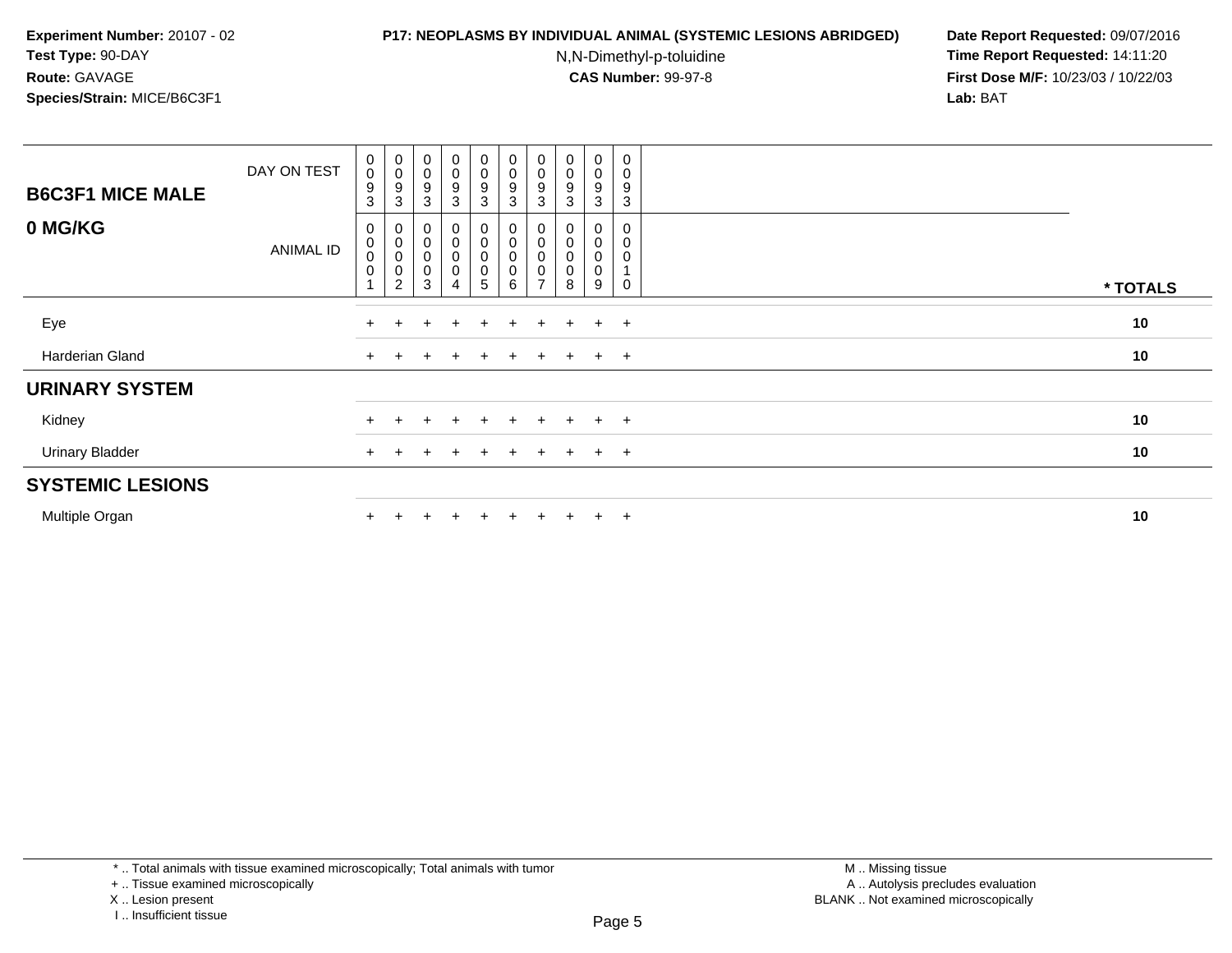**Experiment Number:** 20107 - 02
**Test Type:** 90-DAY
**Route:** GAVAGE
**Species/Strain:** MICE/B6C3F1

**P17: NEOPLASMS BY INDIVIDUAL ANIMAL (SYSTEMIC LESIONS ABRIDGED)**
N,N-Dimethyl-p-toluidine
**CAS Number:** 99-97-8

**Date Report Requested:** 09/07/2016
**Time Report Requested:** 14:11:20
**First Dose M/F:** 10/23/03 / 10/22/03
**Lab:** BAT

| **B6C3F1 MICE MALE** DAY ON TEST | 0093 | 0093 | 0093 | 0093 | 0093 | 0093 | 0093 | 0093 | 0093 | 0093 | |
|---|---|---|---|---|---|---|---|---|---|---|---|
| **0 MG/KG** ANIMAL ID | 00001 | 00002 | 00003 | 00004 | 00005 | 00006 | 00007 | 00008 | 00009 | 00010 | *** TOTALS** |
| Eye | + | + | + | + | + | + | + | + | + | + | **10** |
| Harderian Gland | + | + | + | + | + | + | + | + | + | + | **10** |
| **URINARY SYSTEM** | | | | | | | | | | | |
| Kidney | + | + | + | + | + | + | + | + | + | + | **10** |
| Urinary Bladder | + | + | + | + | + | + | + | + | + | + | **10** |
| **SYSTEMIC LESIONS** | | | | | | | | | | | |
| Multiple Organ | + | + | + | + | + | + | + | + | + | + | **10** |

* .. Total animals with tissue examined microscopically; Total animals with tumor
+ .. Tissue examined microscopically
X .. Lesion present
I .. Insufficient tissue

M .. Missing tissue
A .. Autolysis precludes evaluation
BLANK .. Not examined microscopically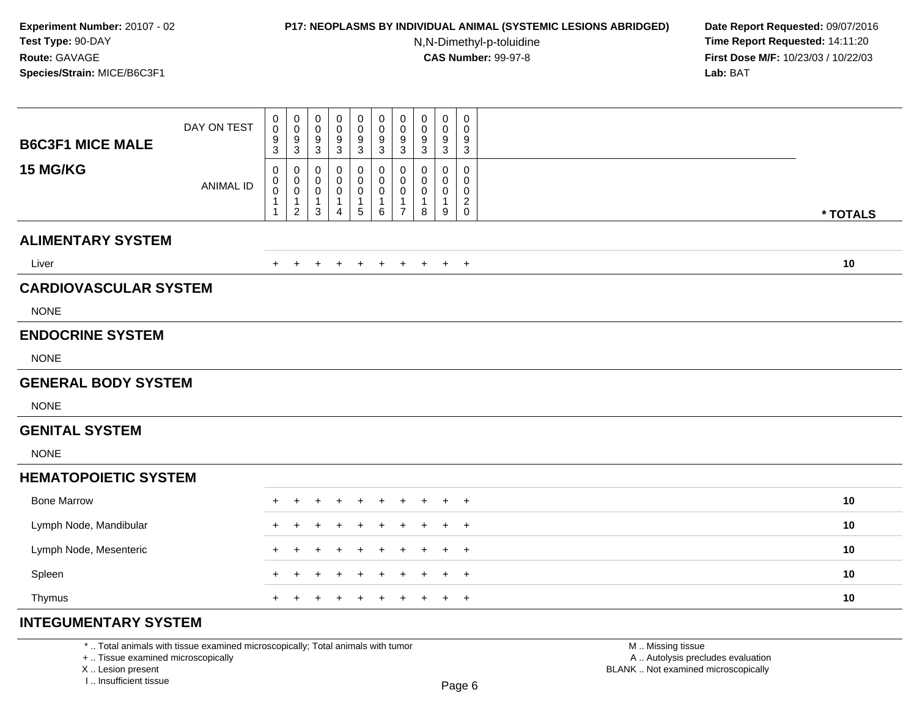**Experiment Number:** 20107 - 02
**Test Type:** 90-DAY
**Route:** GAVAGE
**Species/Strain:** MICE/B6C3F1

**P17: NEOPLASMS BY INDIVIDUAL ANIMAL (SYSTEMIC LESIONS ABRIDGED)**
N,N-Dimethyl-p-toluidine
**CAS Number:** 99-97-8

**Date Report Requested:** 09/07/2016
**Time Report Requested:** 14:11:20
**First Dose M/F:** 10/23/03 / 10/22/03
**Lab:** BAT

| B6C3F1 MICE MALE 15 MG/KG | | | | | | | | | | | |
|---|---|---|---|---|---|---|---|---|---|---|---|
| DAY ON TEST | 0093 | 0093 | 0093 | 0093 | 0093 | 0093 | 0093 | 0093 | 0093 | 0093 | |
| ANIMAL ID | 00011 | 00012 | 00013 | 00014 | 00015 | 00016 | 00017 | 00018 | 00019 | 00020 | * TOTALS |
| **ALIMENTARY SYSTEM** | | | | | | | | | | | |
| Liver | + | + | + | + | + | + | + | + | + | + | 10 |
| **CARDIOVASCULAR SYSTEM** | | | | | | | | | | | |
| NONE | | | | | | | | | | | |
| **ENDOCRINE SYSTEM** | | | | | | | | | | | |
| NONE | | | | | | | | | | | |
| **GENERAL BODY SYSTEM** | | | | | | | | | | | |
| NONE | | | | | | | | | | | |
| **GENITAL SYSTEM** | | | | | | | | | | | |
| NONE | | | | | | | | | | | |
| **HEMATOPOIETIC SYSTEM** | | | | | | | | | | | |
| Bone Marrow | + | + | + | + | + | + | + | + | + | + | 10 |
| Lymph Node, Mandibular | + | + | + | + | + | + | + | + | + | + | 10 |
| Lymph Node, Mesenteric | + | + | + | + | + | + | + | + | + | + | 10 |
| Spleen | + | + | + | + | + | + | + | + | + | + | 10 |
| Thymus | + | + | + | + | + | + | + | + | + | + | 10 |
| **INTEGUMENTARY SYSTEM** | | | | | | | | | | | |

* .. Total animals with tissue examined microscopically; Total animals with tumor
+ .. Tissue examined microscopically
X .. Lesion present
I .. Insufficient tissue

M .. Missing tissue
A .. Autolysis precludes evaluation
BLANK .. Not examined microscopically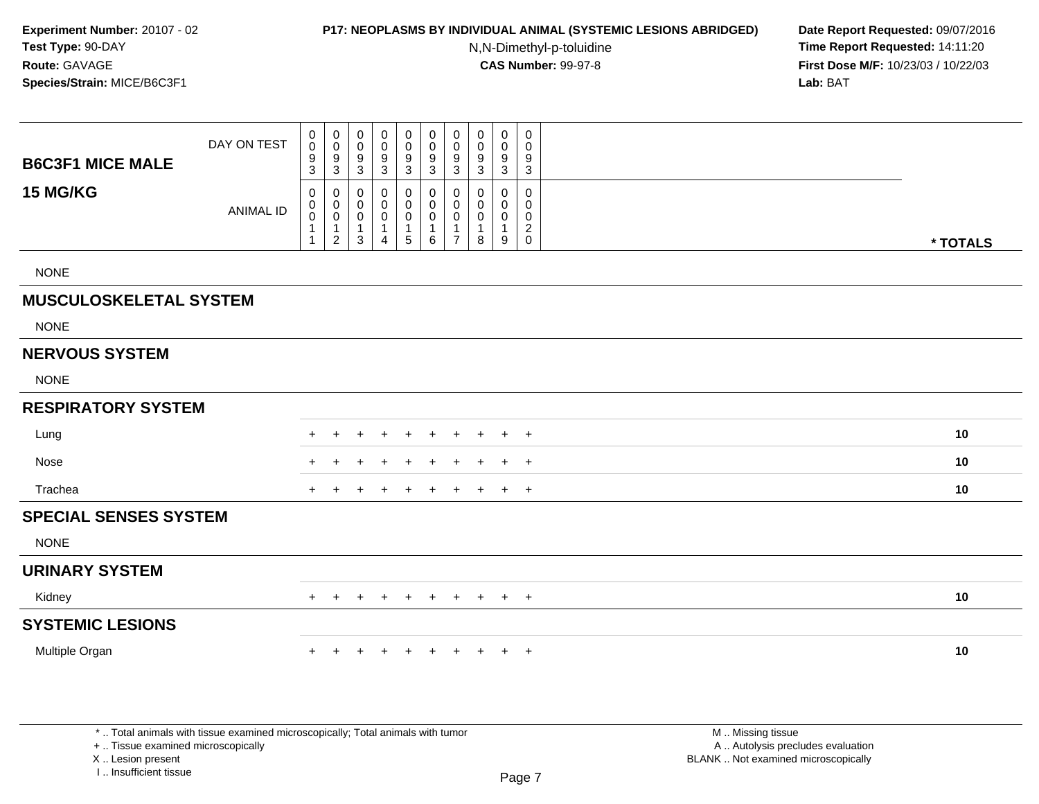**Experiment Number:** 20107 - 02
**Test Type:** 90-DAY
**Route:** GAVAGE
**Species/Strain:** MICE/B6C3F1

**P17: NEOPLASMS BY INDIVIDUAL ANIMAL (SYSTEMIC LESIONS ABRIDGED)**
N,N-Dimethyl-p-toluidine
**CAS Number:** 99-97-8

**Date Report Requested:** 09/07/2016
**Time Report Requested:** 14:11:20
**First Dose M/F:** 10/23/03 / 10/22/03
**Lab:** BAT

| B6C3F1 MICE MALE 15 MG/KG | | | | | | | | | | | |
|---|---|---|---|---|---|---|---|---|---|---|---|
| DAY ON TEST | 0093 | 0093 | 0093 | 0093 | 0093 | 0093 | 0093 | 0093 | 0093 | 0093 | |
| ANIMAL ID | 00011 | 00012 | 00013 | 00014 | 00015 | 00016 | 00017 | 00018 | 00019 | 00020 | * TOTALS |
| NONE | | | | | | | | | | | |
| **MUSCULOSKELETAL SYSTEM** | | | | | | | | | | | |
| NONE | | | | | | | | | | | |
| **NERVOUS SYSTEM** | | | | | | | | | | | |
| NONE | | | | | | | | | | | |
| **RESPIRATORY SYSTEM** | | | | | | | | | | | |
| Lung | + | + | + | + | + | + | + | + | + | + | 10 |
| Nose | + | + | + | + | + | + | + | + | + | + | 10 |
| Trachea | + | + | + | + | + | + | + | + | + | + | 10 |
| **SPECIAL SENSES SYSTEM** | | | | | | | | | | | |
| NONE | | | | | | | | | | | |
| **URINARY SYSTEM** | | | | | | | | | | | |
| Kidney | + | + | + | + | + | + | + | + | + | + | 10 |
| **SYSTEMIC LESIONS** | | | | | | | | | | | |
| Multiple Organ | + | + | + | + | + | + | + | + | + | + | 10 |

* .. Total animals with tissue examined microscopically; Total animals with tumor
+ .. Tissue examined microscopically
X .. Lesion present
I .. Insufficient tissue

M .. Missing tissue
A .. Autolysis precludes evaluation
BLANK .. Not examined microscopically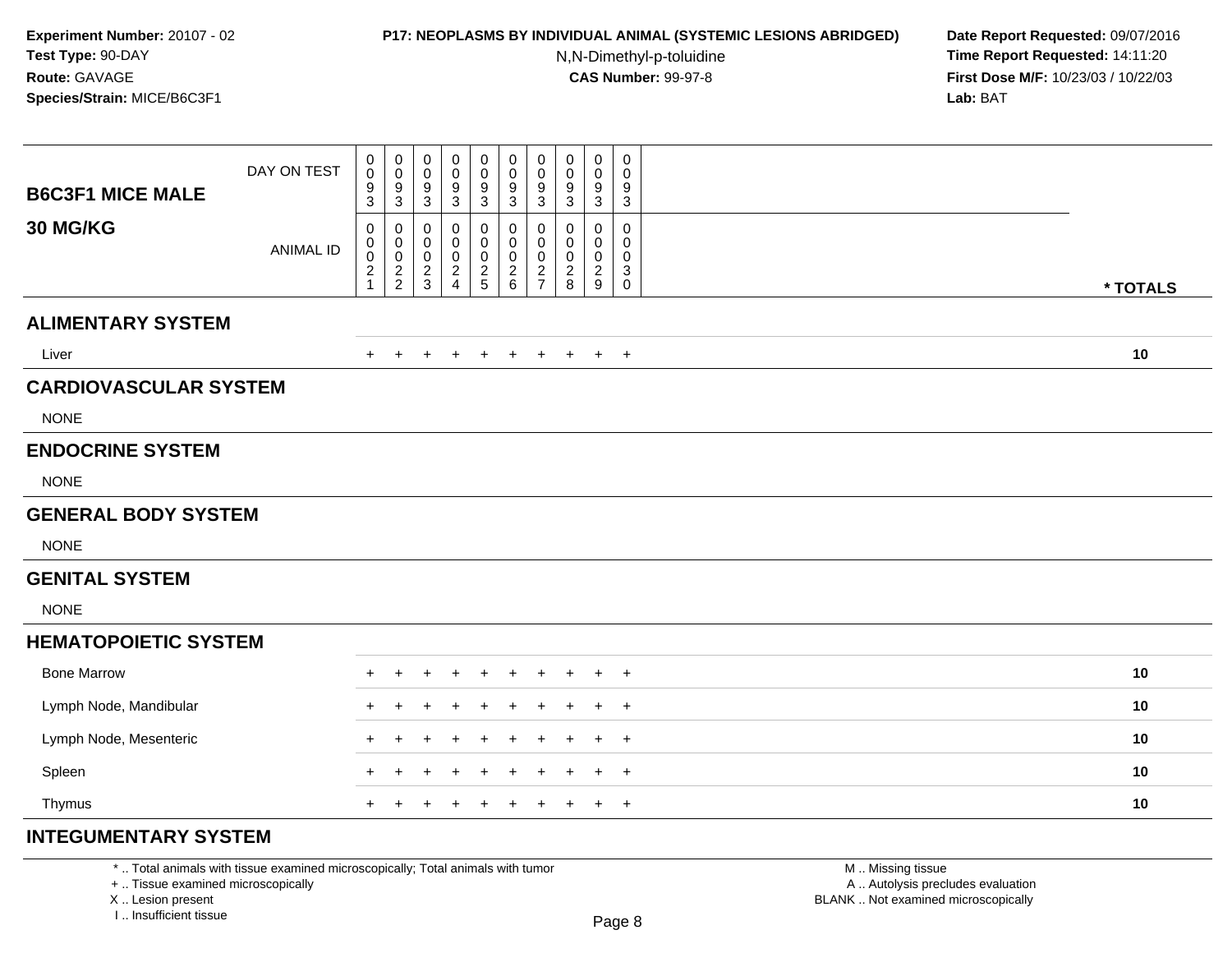**Experiment Number:** 20107 - 02
**Test Type:** 90-DAY
**Route:** GAVAGE
**Species/Strain:** MICE/B6C3F1

**P17: NEOPLASMS BY INDIVIDUAL ANIMAL (SYSTEMIC LESIONS ABRIDGED)**
N,N-Dimethyl-p-toluidine
**CAS Number:** 99-97-8

**Date Report Requested:** 09/07/2016
**Time Report Requested:** 14:11:20
**First Dose M/F:** 10/23/03 / 10/22/03
**Lab:** BAT

| B6C3F1 MICE MALE 30 MG/KG | | | | | | | | | | | |
|---|---|---|---|---|---|---|---|---|---|---|---|
| DAY ON TEST | 0093 | 0093 | 0093 | 0093 | 0093 | 0093 | 0093 | 0093 | 0093 | 0093 | |
| ANIMAL ID | 00021 | 00022 | 00023 | 00024 | 00025 | 00026 | 00027 | 00028 | 00029 | 00030 | * TOTALS |
| **ALIMENTARY SYSTEM** | | | | | | | | | | | |
| Liver | + | + | + | + | + | + | + | + | + | + | 10 |
| **CARDIOVASCULAR SYSTEM** | | | | | | | | | | | |
| NONE | | | | | | | | | | | |
| **ENDOCRINE SYSTEM** | | | | | | | | | | | |
| NONE | | | | | | | | | | | |
| **GENERAL BODY SYSTEM** | | | | | | | | | | | |
| NONE | | | | | | | | | | | |
| **GENITAL SYSTEM** | | | | | | | | | | | |
| NONE | | | | | | | | | | | |
| **HEMATOPOIETIC SYSTEM** | | | | | | | | | | | |
| Bone Marrow | + | + | + | + | + | + | + | + | + | + | 10 |
| Lymph Node, Mandibular | + | + | + | + | + | + | + | + | + | + | 10 |
| Lymph Node, Mesenteric | + | + | + | + | + | + | + | + | + | + | 10 |
| Spleen | + | + | + | + | + | + | + | + | + | + | 10 |
| Thymus | + | + | + | + | + | + | + | + | + | + | 10 |
| **INTEGUMENTARY SYSTEM** | | | | | | | | | | | |

* .. Total animals with tissue examined microscopically; Total animals with tumor
+ .. Tissue examined microscopically
X .. Lesion present
I .. Insufficient tissue

M .. Missing tissue
A .. Autolysis precludes evaluation
BLANK .. Not examined microscopically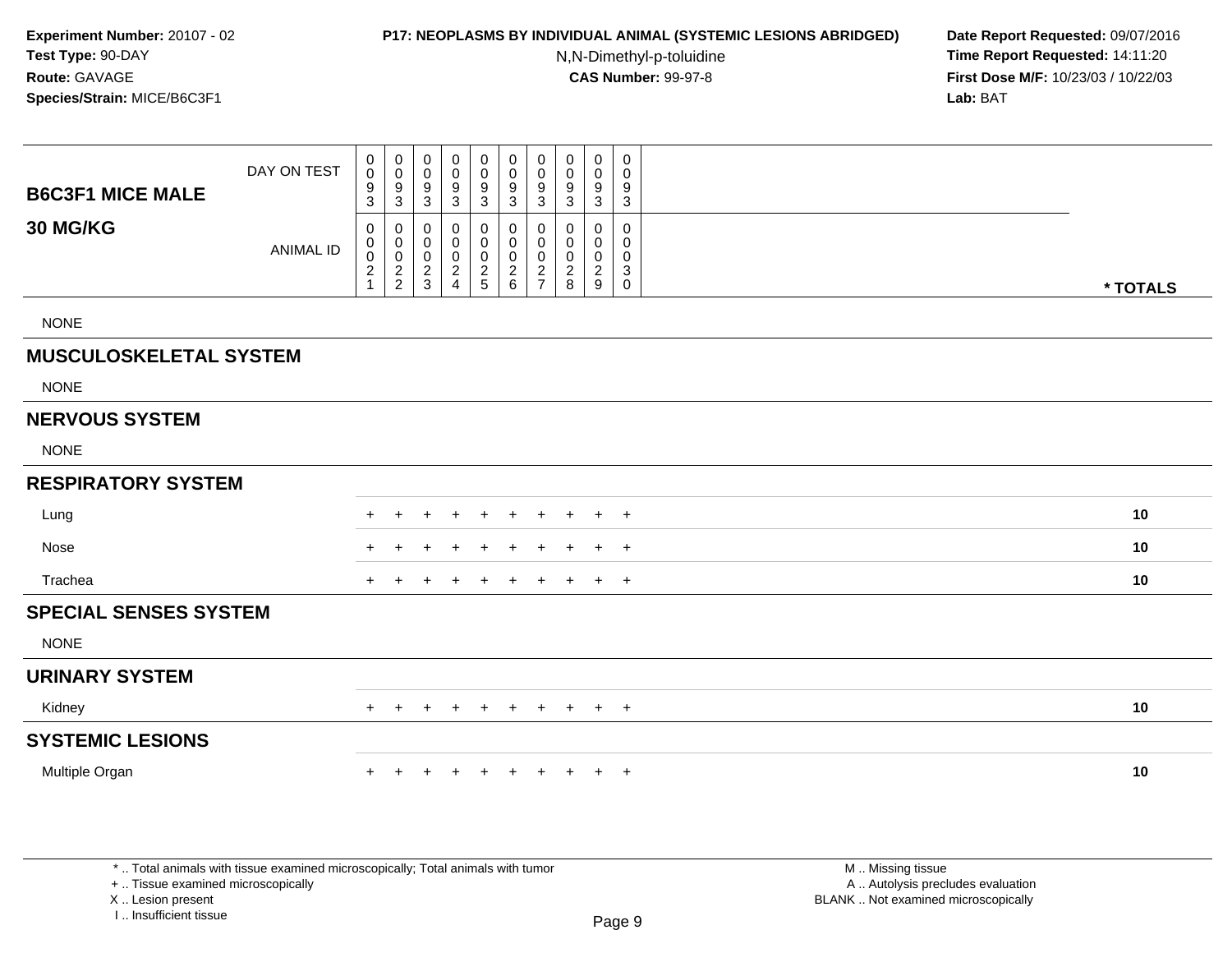**Experiment Number:** 20107 - 02
**Test Type:** 90-DAY
**Route:** GAVAGE
**Species/Strain:** MICE/B6C3F1

**P17: NEOPLASMS BY INDIVIDUAL ANIMAL (SYSTEMIC LESIONS ABRIDGED)**
N,N-Dimethyl-p-toluidine
**CAS Number:** 99-97-8

**Date Report Requested:** 09/07/2016
**Time Report Requested:** 14:11:20
**First Dose M/F:** 10/23/03 / 10/22/03
**Lab:** BAT

| B6C3F1 MICE MALE / 30 MG/KG | | | | | | | | | | | |
|---|---|---|---|---|---|---|---|---|---|---|---|
| DAY ON TEST | 0093 | 0093 | 0093 | 0093 | 0093 | 0093 | 0093 | 0093 | 0093 | 0093 | |
| ANIMAL ID | 00021 | 00022 | 00023 | 00024 | 00025 | 00026 | 00027 | 00028 | 00029 | 00030 | * TOTALS |
| NONE | | | | | | | | | | | |
| **MUSCULOSKELETAL SYSTEM** | | | | | | | | | | | |
| NONE | | | | | | | | | | | |
| **NERVOUS SYSTEM** | | | | | | | | | | | |
| NONE | | | | | | | | | | | |
| **RESPIRATORY SYSTEM** | | | | | | | | | | | |
| Lung | + | + | + | + | + | + | + | + | + | + | **10** |
| Nose | + | + | + | + | + | + | + | + | + | + | **10** |
| Trachea | + | + | + | + | + | + | + | + | + | + | **10** |
| **SPECIAL SENSES SYSTEM** | | | | | | | | | | | |
| NONE | | | | | | | | | | | |
| **URINARY SYSTEM** | | | | | | | | | | | |
| Kidney | + | + | + | + | + | + | + | + | + | + | **10** |
| **SYSTEMIC LESIONS** | | | | | | | | | | | |
| Multiple Organ | + | + | + | + | + | + | + | + | + | + | **10** |

* .. Total animals with tissue examined microscopically; Total animals with tumor
+ .. Tissue examined microscopically
X .. Lesion present
I .. Insufficient tissue

M .. Missing tissue
A .. Autolysis precludes evaluation
BLANK .. Not examined microscopically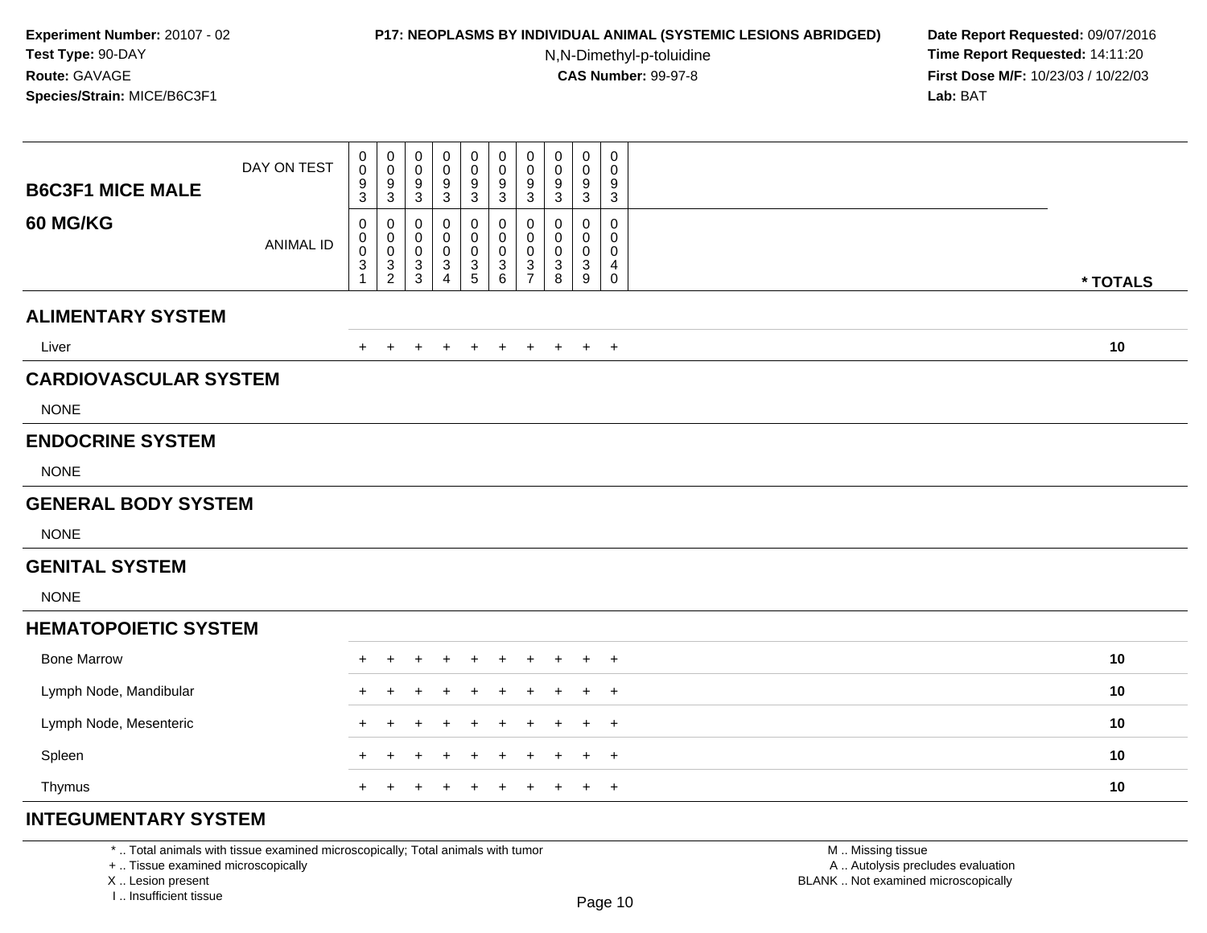**Experiment Number:** 20107 - 02
**Test Type:** 90-DAY
**Route:** GAVAGE
**Species/Strain:** MICE/B6C3F1

**P17: NEOPLASMS BY INDIVIDUAL ANIMAL (SYSTEMIC LESIONS ABRIDGED)**
N,N-Dimethyl-p-toluidine
**CAS Number:** 99-97-8

**Date Report Requested:** 09/07/2016
**Time Report Requested:** 14:11:20
**First Dose M/F:** 10/23/03 / 10/22/03
**Lab:** BAT

| B6C3F1 MICE MALE 60 MG/KG | | | | | | | | | | | |
|---|---|---|---|---|---|---|---|---|---|---|---|
| DAY ON TEST | 0093 | 0093 | 0093 | 0093 | 0093 | 0093 | 0093 | 0093 | 0093 | 0093 | |
| ANIMAL ID | 00031 | 00032 | 00033 | 00034 | 00035 | 00036 | 00037 | 00038 | 00039 | 00040 | * TOTALS |
| **ALIMENTARY SYSTEM** | | | | | | | | | | | |
| Liver | + | + | + | + | + | + | + | + | + | + | 10 |
| **CARDIOVASCULAR SYSTEM** | | | | | | | | | | | |
| NONE | | | | | | | | | | | |
| **ENDOCRINE SYSTEM** | | | | | | | | | | | |
| NONE | | | | | | | | | | | |
| **GENERAL BODY SYSTEM** | | | | | | | | | | | |
| NONE | | | | | | | | | | | |
| **GENITAL SYSTEM** | | | | | | | | | | | |
| NONE | | | | | | | | | | | |
| **HEMATOPOIETIC SYSTEM** | | | | | | | | | | | |
| Bone Marrow | + | + | + | + | + | + | + | + | + | + | 10 |
| Lymph Node, Mandibular | + | + | + | + | + | + | + | + | + | + | 10 |
| Lymph Node, Mesenteric | + | + | + | + | + | + | + | + | + | + | 10 |
| Spleen | + | + | + | + | + | + | + | + | + | + | 10 |
| Thymus | + | + | + | + | + | + | + | + | + | + | 10 |
| **INTEGUMENTARY SYSTEM** | | | | | | | | | | | |

* .. Total animals with tissue examined microscopically; Total animals with tumor
+ .. Tissue examined microscopically
X .. Lesion present
I .. Insufficient tissue

M .. Missing tissue
A .. Autolysis precludes evaluation
BLANK .. Not examined microscopically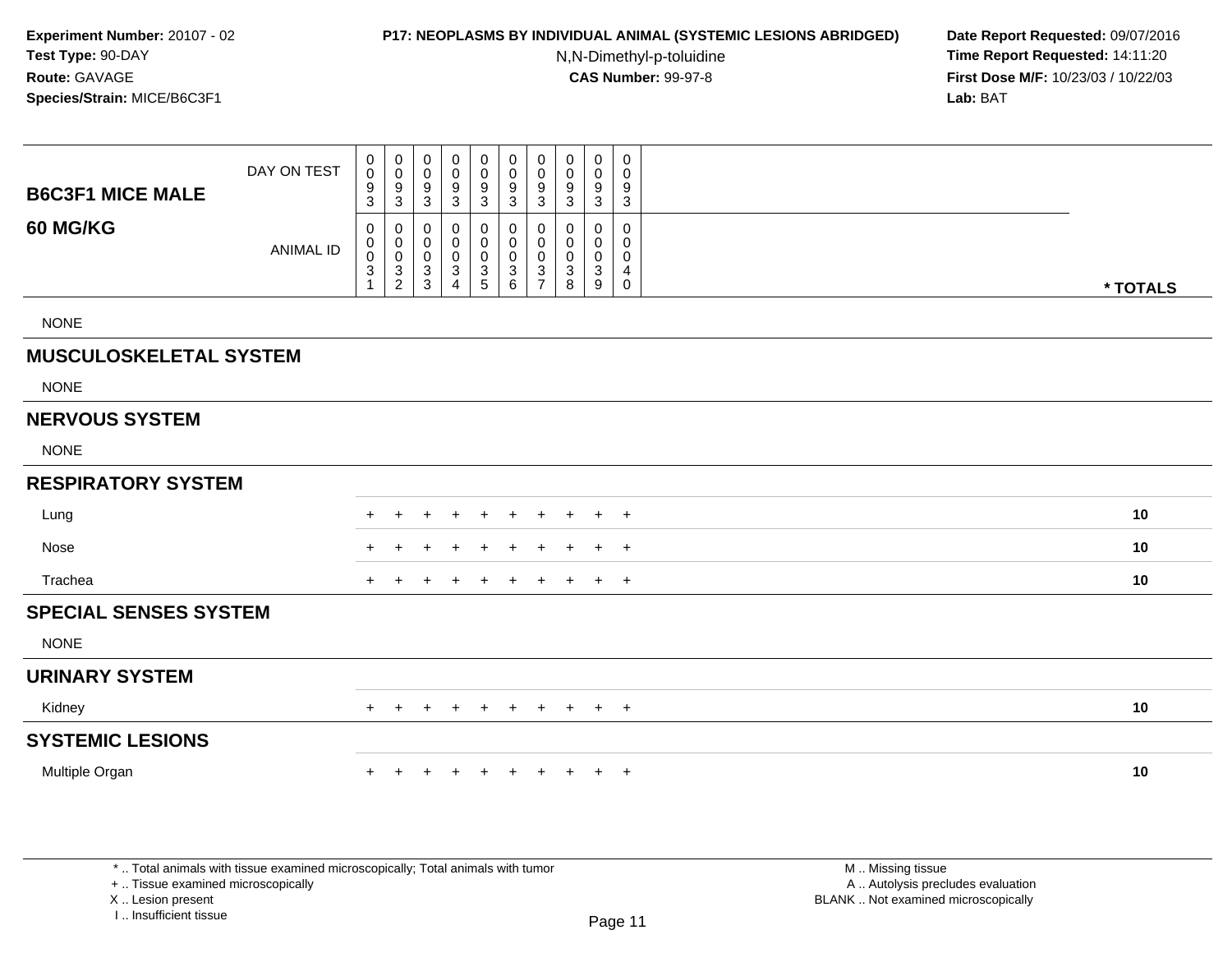**Experiment Number:** 20107 - 02
**Test Type:** 90-DAY
**Route:** GAVAGE
**Species/Strain:** MICE/B6C3F1

**P17: NEOPLASMS BY INDIVIDUAL ANIMAL (SYSTEMIC LESIONS ABRIDGED)**
N,N-Dimethyl-p-toluidine
**CAS Number:** 99-97-8

**Date Report Requested:** 09/07/2016
**Time Report Requested:** 14:11:20
**First Dose M/F:** 10/23/03 / 10/22/03
**Lab:** BAT

| B6C3F1 MICE MALE 60 MG/KG | | | | | | | | | | | |
|---|---|---|---|---|---|---|---|---|---|---|---|
| DAY ON TEST | 0093 | 0093 | 0093 | 0093 | 0093 | 0093 | 0093 | 0093 | 0093 | 0093 | |
| ANIMAL ID | 00031 | 00032 | 00033 | 00034 | 00035 | 00036 | 00037 | 00038 | 00039 | 00040 | * TOTALS |
| NONE | | | | | | | | | | | |
| **MUSCULOSKELETAL SYSTEM** | | | | | | | | | | | |
| NONE | | | | | | | | | | | |
| **NERVOUS SYSTEM** | | | | | | | | | | | |
| NONE | | | | | | | | | | | |
| **RESPIRATORY SYSTEM** | | | | | | | | | | | |
| Lung | + | + | + | + | + | + | + | + | + | + | 10 |
| Nose | + | + | + | + | + | + | + | + | + | + | 10 |
| Trachea | + | + | + | + | + | + | + | + | + | + | 10 |
| **SPECIAL SENSES SYSTEM** | | | | | | | | | | | |
| NONE | | | | | | | | | | | |
| **URINARY SYSTEM** | | | | | | | | | | | |
| Kidney | + | + | + | + | + | + | + | + | + | + | 10 |
| **SYSTEMIC LESIONS** | | | | | | | | | | | |
| Multiple Organ | + | + | + | + | + | + | + | + | + | + | 10 |

\* .. Total animals with tissue examined microscopically; Total animals with tumor
\+ .. Tissue examined microscopically
X .. Lesion present
I .. Insufficient tissue

M .. Missing tissue
A .. Autolysis precludes evaluation
BLANK .. Not examined microscopically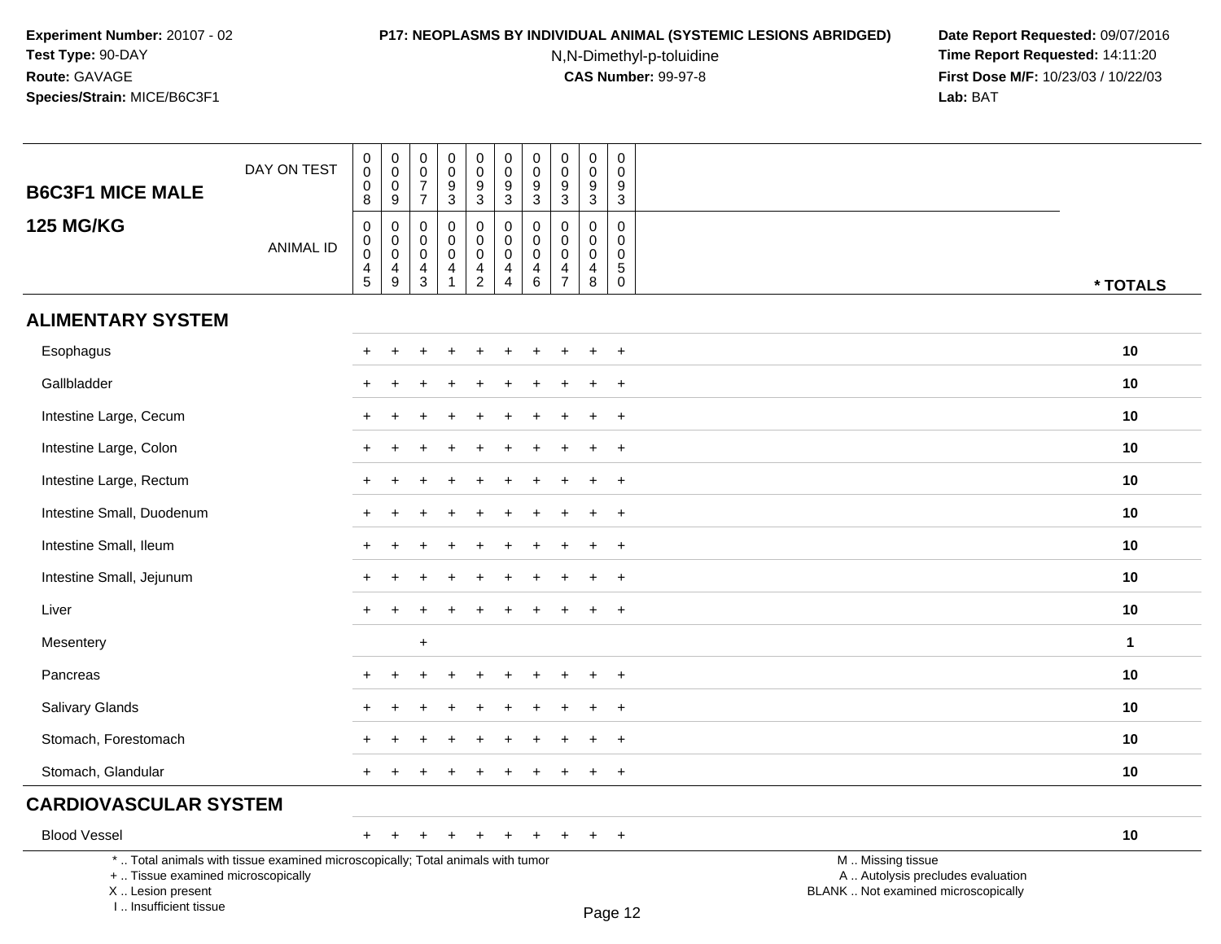**Experiment Number:** 20107 - 02
**Test Type:** 90-DAY
**Route:** GAVAGE
**Species/Strain:** MICE/B6C3F1

**P17: NEOPLASMS BY INDIVIDUAL ANIMAL (SYSTEMIC LESIONS ABRIDGED)**
N,N-Dimethyl-p-toluidine
**CAS Number:** 99-97-8

**Date Report Requested:** 09/07/2016
**Time Report Requested:** 14:11:20
**First Dose M/F:** 10/23/03 / 10/22/03
**Lab:** BAT

## B6C3F1 MICE MALE
## 125 MG/KG

| DAY ON TEST | 0008 | 0009 | 0077 | 0093 | 0093 | 0093 | 0093 | 0093 | 0093 | 0093 | |
|---|---|---|---|---|---|---|---|---|---|---|---|
| ANIMAL ID | 00045 | 00049 | 00043 | 00041 | 00042 | 00044 | 00046 | 00047 | 00048 | 00050 | * TOTALS |
| **ALIMENTARY SYSTEM** | | | | | | | | | | | |
| Esophagus | + | + | + | + | + | + | + | + | + | + | 10 |
| Gallbladder | + | + | + | + | + | + | + | + | + | + | 10 |
| Intestine Large, Cecum | + | + | + | + | + | + | + | + | + | + | 10 |
| Intestine Large, Colon | + | + | + | + | + | + | + | + | + | + | 10 |
| Intestine Large, Rectum | + | + | + | + | + | + | + | + | + | + | 10 |
| Intestine Small, Duodenum | + | + | + | + | + | + | + | + | + | + | 10 |
| Intestine Small, Ileum | + | + | + | + | + | + | + | + | + | + | 10 |
| Intestine Small, Jejunum | + | + | + | + | + | + | + | + | + | + | 10 |
| Liver | + | + | + | + | + | + | + | + | + | + | 10 |
| Mesentery | | | + | | | | | | | | 1 |
| Pancreas | + | + | + | + | + | + | + | + | + | + | 10 |
| Salivary Glands | + | + | + | + | + | + | + | + | + | + | 10 |
| Stomach, Forestomach | + | + | + | + | + | + | + | + | + | + | 10 |
| Stomach, Glandular | + | + | + | + | + | + | + | + | + | + | 10 |
| **CARDIOVASCULAR SYSTEM** | | | | | | | | | | | |
| Blood Vessel | + | + | + | + | + | + | + | + | + | + | 10 |

* .. Total animals with tissue examined microscopically; Total animals with tumor
+ .. Tissue examined microscopically
X .. Lesion present
I .. Insufficient tissue

M .. Missing tissue
A .. Autolysis precludes evaluation
BLANK .. Not examined microscopically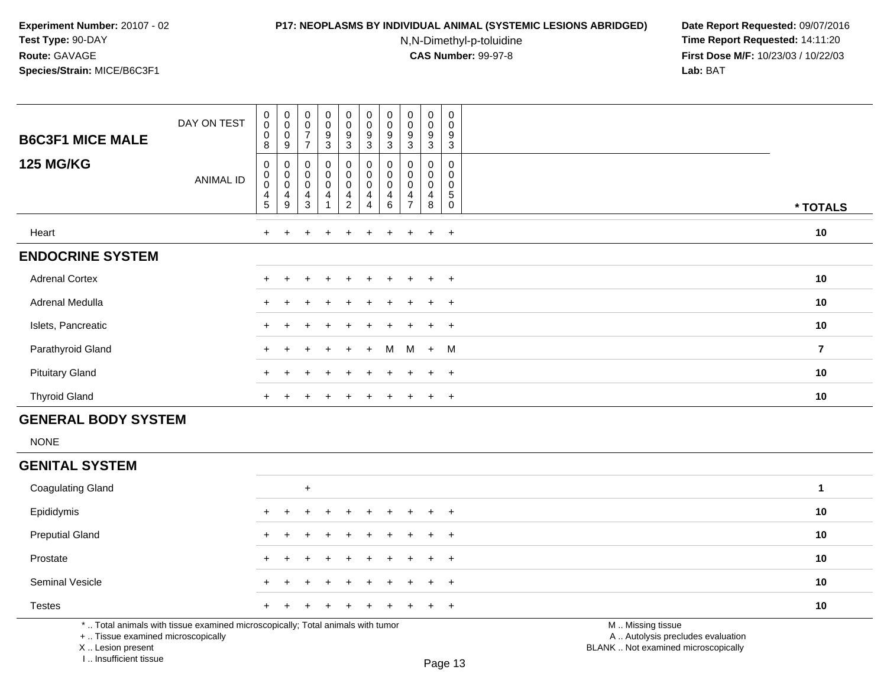**Experiment Number:** 20107 - 02
**Test Type:** 90-DAY
**Route:** GAVAGE
**Species/Strain:** MICE/B6C3F1

**P17: NEOPLASMS BY INDIVIDUAL ANIMAL (SYSTEMIC LESIONS ABRIDGED)**
N,N-Dimethyl-p-toluidine
**CAS Number:** 99-97-8

**Date Report Requested:** 09/07/2016
**Time Report Requested:** 14:11:20
**First Dose M/F:** 10/23/03 / 10/22/03
**Lab:** BAT

| **B6C3F1 MICE MALE** / **125 MG/KG** | | | | | | | | | | | |
|---|---|---|---|---|---|---|---|---|---|---|---|
| DAY ON TEST | 0008 | 0009 | 0077 | 0093 | 0093 | 0093 | 0093 | 0093 | 0093 | 0093 | |
| ANIMAL ID | 00045 | 00049 | 00043 | 00041 | 00042 | 00044 | 00046 | 00047 | 00048 | 00050 | * TOTALS |
| Heart | + | + | + | + | + | + | + | + | + | + | 10 |
| **ENDOCRINE SYSTEM** | | | | | | | | | | | |
| Adrenal Cortex | + | + | + | + | + | + | + | + | + | + | 10 |
| Adrenal Medulla | + | + | + | + | + | + | + | + | + | + | 10 |
| Islets, Pancreatic | + | + | + | + | + | + | + | + | + | + | 10 |
| Parathyroid Gland | + | + | + | + | + | + | M | M | + | M | 7 |
| Pituitary Gland | + | + | + | + | + | + | + | + | + | + | 10 |
| Thyroid Gland | + | + | + | + | + | + | + | + | + | + | 10 |
| **GENERAL BODY SYSTEM** | | | | | | | | | | | |
| NONE | | | | | | | | | | | |
| **GENITAL SYSTEM** | | | | | | | | | | | |
| Coagulating Gland | | | + | | | | | | | | 1 |
| Epididymis | + | + | + | + | + | + | + | + | + | + | 10 |
| Preputial Gland | + | + | + | + | + | + | + | + | + | + | 10 |
| Prostate | + | + | + | + | + | + | + | + | + | + | 10 |
| Seminal Vesicle | + | + | + | + | + | + | + | + | + | + | 10 |
| Testes | + | + | + | + | + | + | + | + | + | + | 10 |

* .. Total animals with tissue examined microscopically; Total animals with tumor
+ .. Tissue examined microscopically
X .. Lesion present
I .. Insufficient tissue

M .. Missing tissue
A .. Autolysis precludes evaluation
BLANK .. Not examined microscopically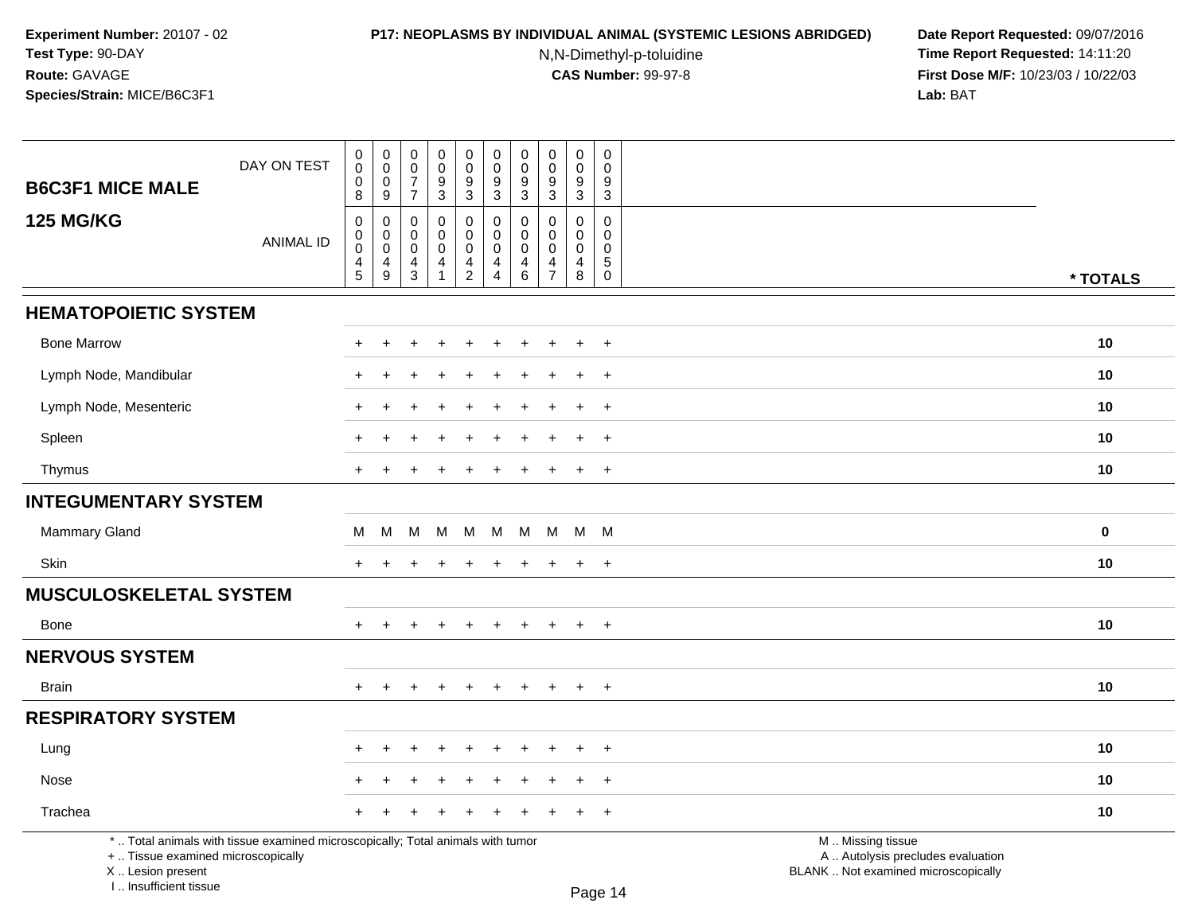**Experiment Number:** 20107 - 02
**Test Type:** 90-DAY
**Route:** GAVAGE
**Species/Strain:** MICE/B6C3F1

**P17: NEOPLASMS BY INDIVIDUAL ANIMAL (SYSTEMIC LESIONS ABRIDGED)**
N,N-Dimethyl-p-toluidine
**CAS Number:** 99-97-8

**Date Report Requested:** 09/07/2016
**Time Report Requested:** 14:11:20
**First Dose M/F:** 10/23/03 / 10/22/03
**Lab:** BAT

| B6C3F1 MICE MALE 125 MG/KG | | | | | | | | | | | |
|---|---|---|---|---|---|---|---|---|---|---|---|
| DAY ON TEST | 0008 | 0009 | 0077 | 0093 | 0093 | 0093 | 0093 | 0093 | 0093 | 0093 | |
| ANIMAL ID | 00045 | 00049 | 00043 | 00041 | 00042 | 00044 | 00046 | 00047 | 00048 | 00050 | * TOTALS |
| **HEMATOPOIETIC SYSTEM** | | | | | | | | | | | |
| Bone Marrow | + | + | + | + | + | + | + | + | + | + | 10 |
| Lymph Node, Mandibular | + | + | + | + | + | + | + | + | + | + | 10 |
| Lymph Node, Mesenteric | + | + | + | + | + | + | + | + | + | + | 10 |
| Spleen | + | + | + | + | + | + | + | + | + | + | 10 |
| Thymus | + | + | + | + | + | + | + | + | + | + | 10 |
| **INTEGUMENTARY SYSTEM** | | | | | | | | | | | |
| Mammary Gland | M | M | M | M | M | M | M | M | M | M | 0 |
| Skin | + | + | + | + | + | + | + | + | + | + | 10 |
| **MUSCULOSKELETAL SYSTEM** | | | | | | | | | | | |
| Bone | + | + | + | + | + | + | + | + | + | + | 10 |
| **NERVOUS SYSTEM** | | | | | | | | | | | |
| Brain | + | + | + | + | + | + | + | + | + | + | 10 |
| **RESPIRATORY SYSTEM** | | | | | | | | | | | |
| Lung | + | + | + | + | + | + | + | + | + | + | 10 |
| Nose | + | + | + | + | + | + | + | + | + | + | 10 |
| Trachea | + | + | + | + | + | + | + | + | + | + | 10 |

* .. Total animals with tissue examined microscopically; Total animals with tumor
+ .. Tissue examined microscopically
X .. Lesion present
I .. Insufficient tissue

M .. Missing tissue
A .. Autolysis precludes evaluation
BLANK .. Not examined microscopically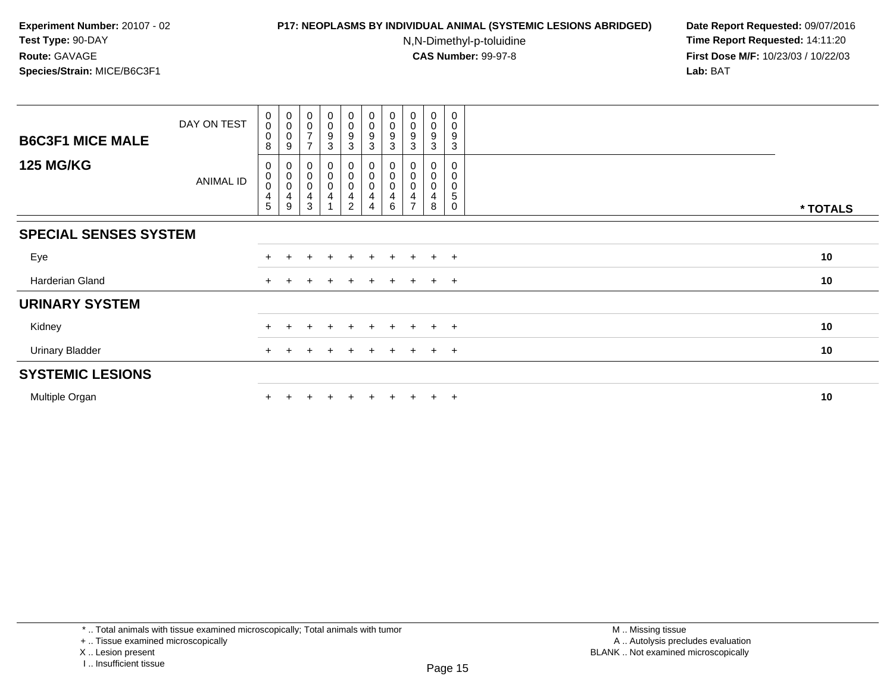**Experiment Number:** 20107 - 02
**Test Type:** 90-DAY
**Route:** GAVAGE
**Species/Strain:** MICE/B6C3F1

**P17: NEOPLASMS BY INDIVIDUAL ANIMAL (SYSTEMIC LESIONS ABRIDGED)**
N,N-Dimethyl-p-toluidine
**CAS Number:** 99-97-8

**Date Report Requested:** 09/07/2016
**Time Report Requested:** 14:11:20
**First Dose M/F:** 10/23/03 / 10/22/03
**Lab:** BAT

| **B6C3F1 MICE MALE** DAY ON TEST | 0008 | 0009 | 0077 | 0093 | 0093 | 0093 | 0093 | 0093 | 0093 | 0093 | |
|---|---|---|---|---|---|---|---|---|---|---|---|
| **125 MG/KG** ANIMAL ID | 00045 | 00049 | 00043 | 00041 | 00042 | 00044 | 00046 | 00047 | 00048 | 00050 | *** TOTALS** |
| **SPECIAL SENSES SYSTEM** | | | | | | | | | | | |
| Eye | + | + | + | + | + | + | + | + | + | + | **10** |
| Harderian Gland | + | + | + | + | + | + | + | + | + | + | **10** |
| **URINARY SYSTEM** | | | | | | | | | | | |
| Kidney | + | + | + | + | + | + | + | + | + | + | **10** |
| Urinary Bladder | + | + | + | + | + | + | + | + | + | + | **10** |
| **SYSTEMIC LESIONS** | | | | | | | | | | | |
| Multiple Organ | + | + | + | + | + | + | + | + | + | + | **10** |

* .. Total animals with tissue examined microscopically; Total animals with tumor
+ .. Tissue examined microscopically
X .. Lesion present
I .. Insufficient tissue

M .. Missing tissue
A .. Autolysis precludes evaluation
BLANK .. Not examined microscopically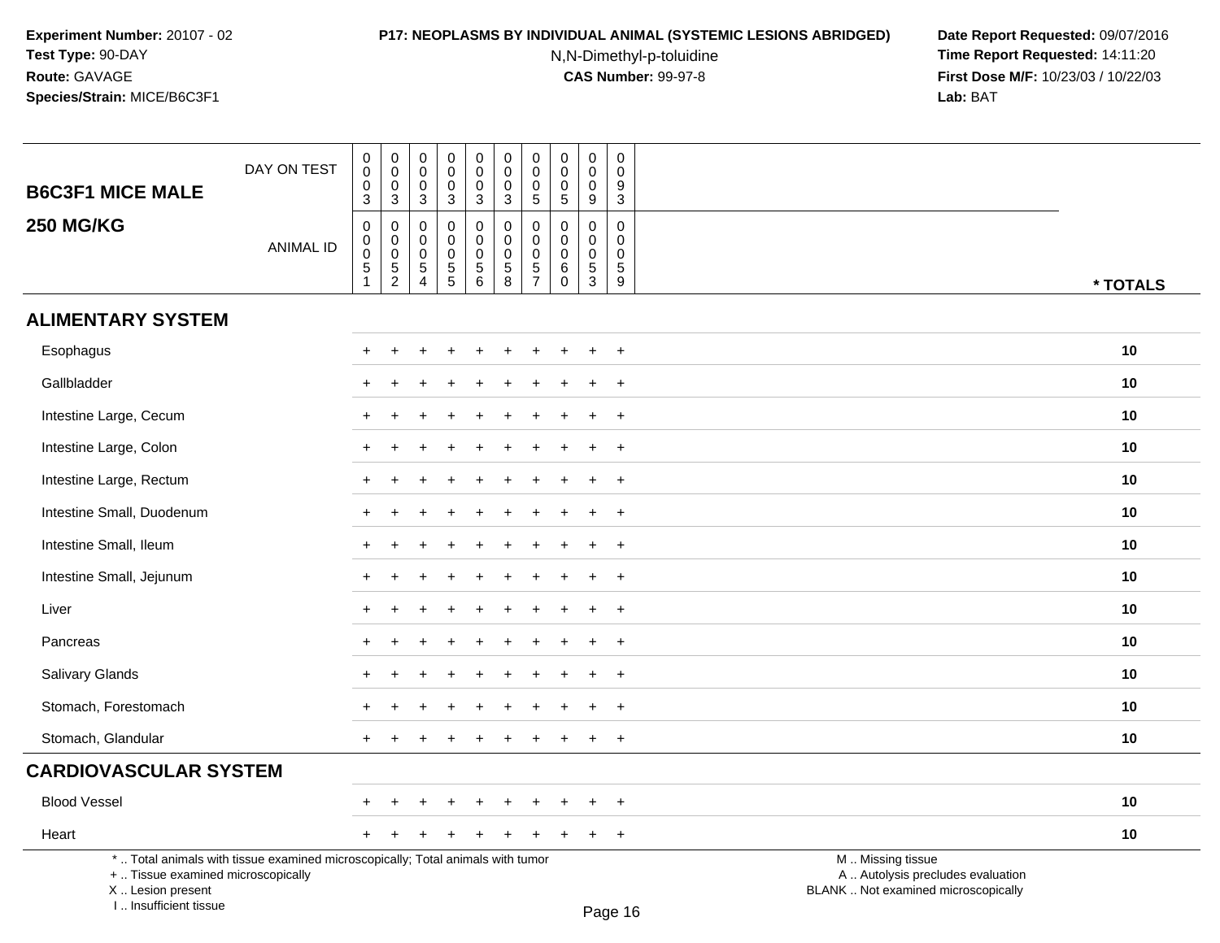**Experiment Number:** 20107 - 02
**Test Type:** 90-DAY
**Route:** GAVAGE
**Species/Strain:** MICE/B6C3F1

**P17: NEOPLASMS BY INDIVIDUAL ANIMAL (SYSTEMIC LESIONS ABRIDGED)**
N,N-Dimethyl-p-toluidine
**CAS Number:** 99-97-8

**Date Report Requested:** 09/07/2016
**Time Report Requested:** 14:11:20
**First Dose M/F:** 10/23/03 / 10/22/03
**Lab:** BAT

| B6C3F1 MICE MALE 250 MG/KG | | | | | | | | | | | |
|---|---|---|---|---|---|---|---|---|---|---|---|
| DAY ON TEST | 0003 | 0003 | 0003 | 0003 | 0003 | 0003 | 0005 | 0005 | 0009 | 0093 | |
| ANIMAL ID | 00051 | 00052 | 00054 | 00055 | 00056 | 00058 | 00057 | 00060 | 00053 | 00059 | * TOTALS |
| **ALIMENTARY SYSTEM** | | | | | | | | | | | |
| Esophagus | + | + | + | + | + | + | + | + | + | + | 10 |
| Gallbladder | + | + | + | + | + | + | + | + | + | + | 10 |
| Intestine Large, Cecum | + | + | + | + | + | + | + | + | + | + | 10 |
| Intestine Large, Colon | + | + | + | + | + | + | + | + | + | + | 10 |
| Intestine Large, Rectum | + | + | + | + | + | + | + | + | + | + | 10 |
| Intestine Small, Duodenum | + | + | + | + | + | + | + | + | + | + | 10 |
| Intestine Small, Ileum | + | + | + | + | + | + | + | + | + | + | 10 |
| Intestine Small, Jejunum | + | + | + | + | + | + | + | + | + | + | 10 |
| Liver | + | + | + | + | + | + | + | + | + | + | 10 |
| Pancreas | + | + | + | + | + | + | + | + | + | + | 10 |
| Salivary Glands | + | + | + | + | + | + | + | + | + | + | 10 |
| Stomach, Forestomach | + | + | + | + | + | + | + | + | + | + | 10 |
| Stomach, Glandular | + | + | + | + | + | + | + | + | + | + | 10 |
| **CARDIOVASCULAR SYSTEM** | | | | | | | | | | | |
| Blood Vessel | + | + | + | + | + | + | + | + | + | + | 10 |
| Heart | + | + | + | + | + | + | + | + | + | + | 10 |

* .. Total animals with tissue examined microscopically; Total animals with tumor
+ .. Tissue examined microscopically
X .. Lesion present
I .. Insufficient tissue

M .. Missing tissue
A .. Autolysis precludes evaluation
BLANK .. Not examined microscopically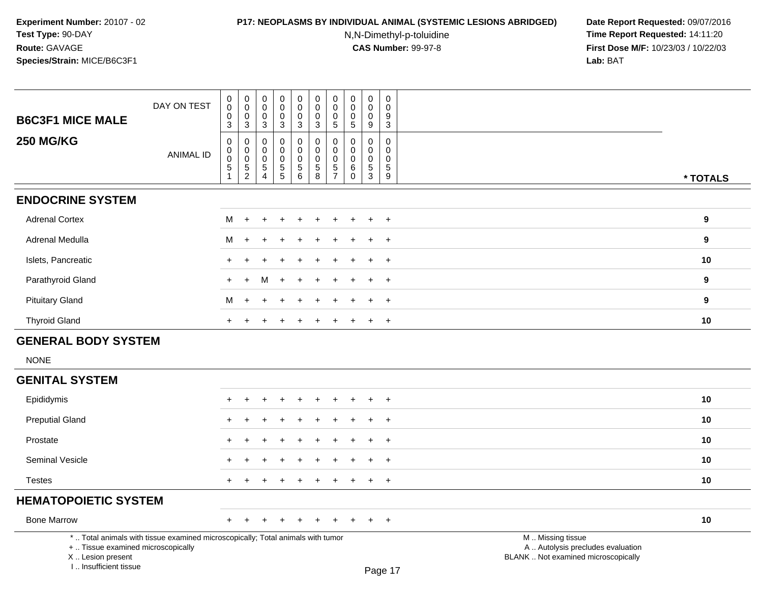**Experiment Number:** 20107 - 02
**Test Type:** 90-DAY
**Route:** GAVAGE
**Species/Strain:** MICE/B6C3F1

**P17: NEOPLASMS BY INDIVIDUAL ANIMAL (SYSTEMIC LESIONS ABRIDGED)**
N,N-Dimethyl-p-toluidine
**CAS Number:** 99-97-8

**Date Report Requested:** 09/07/2016
**Time Report Requested:** 14:11:20
**First Dose M/F:** 10/23/03 / 10/22/03
**Lab:** BAT

| B6C3F1 MICE MALE 250 MG/KG | | | | | | | | | | | |
|---|---|---|---|---|---|---|---|---|---|---|---|
| DAY ON TEST | 0003 | 0003 | 0003 | 0003 | 0003 | 0003 | 0005 | 0005 | 0009 | 0093 | |
| ANIMAL ID | 00051 | 00052 | 00054 | 00055 | 00056 | 00058 | 00057 | 00060 | 00053 | 00059 | * TOTALS |
| **ENDOCRINE SYSTEM** | | | | | | | | | | | |
| Adrenal Cortex | M | + | + | + | + | + | + | + | + | + | 9 |
| Adrenal Medulla | M | + | + | + | + | + | + | + | + | + | 9 |
| Islets, Pancreatic | + | + | + | + | + | + | + | + | + | + | 10 |
| Parathyroid Gland | + | + | M | + | + | + | + | + | + | + | 9 |
| Pituitary Gland | M | + | + | + | + | + | + | + | + | + | 9 |
| Thyroid Gland | + | + | + | + | + | + | + | + | + | + | 10 |
| **GENERAL BODY SYSTEM** | | | | | | | | | | | |
| NONE | | | | | | | | | | | |
| **GENITAL SYSTEM** | | | | | | | | | | | |
| Epididymis | + | + | + | + | + | + | + | + | + | + | 10 |
| Preputial Gland | + | + | + | + | + | + | + | + | + | + | 10 |
| Prostate | + | + | + | + | + | + | + | + | + | + | 10 |
| Seminal Vesicle | + | + | + | + | + | + | + | + | + | + | 10 |
| Testes | + | + | + | + | + | + | + | + | + | + | 10 |
| **HEMATOPOIETIC SYSTEM** | | | | | | | | | | | |
| Bone Marrow | + | + | + | + | + | + | + | + | + | + | 10 |

\* .. Total animals with tissue examined microscopically; Total animals with tumor
\+ .. Tissue examined microscopically
X .. Lesion present
I .. Insufficient tissue

M .. Missing tissue
A .. Autolysis precludes evaluation
BLANK .. Not examined microscopically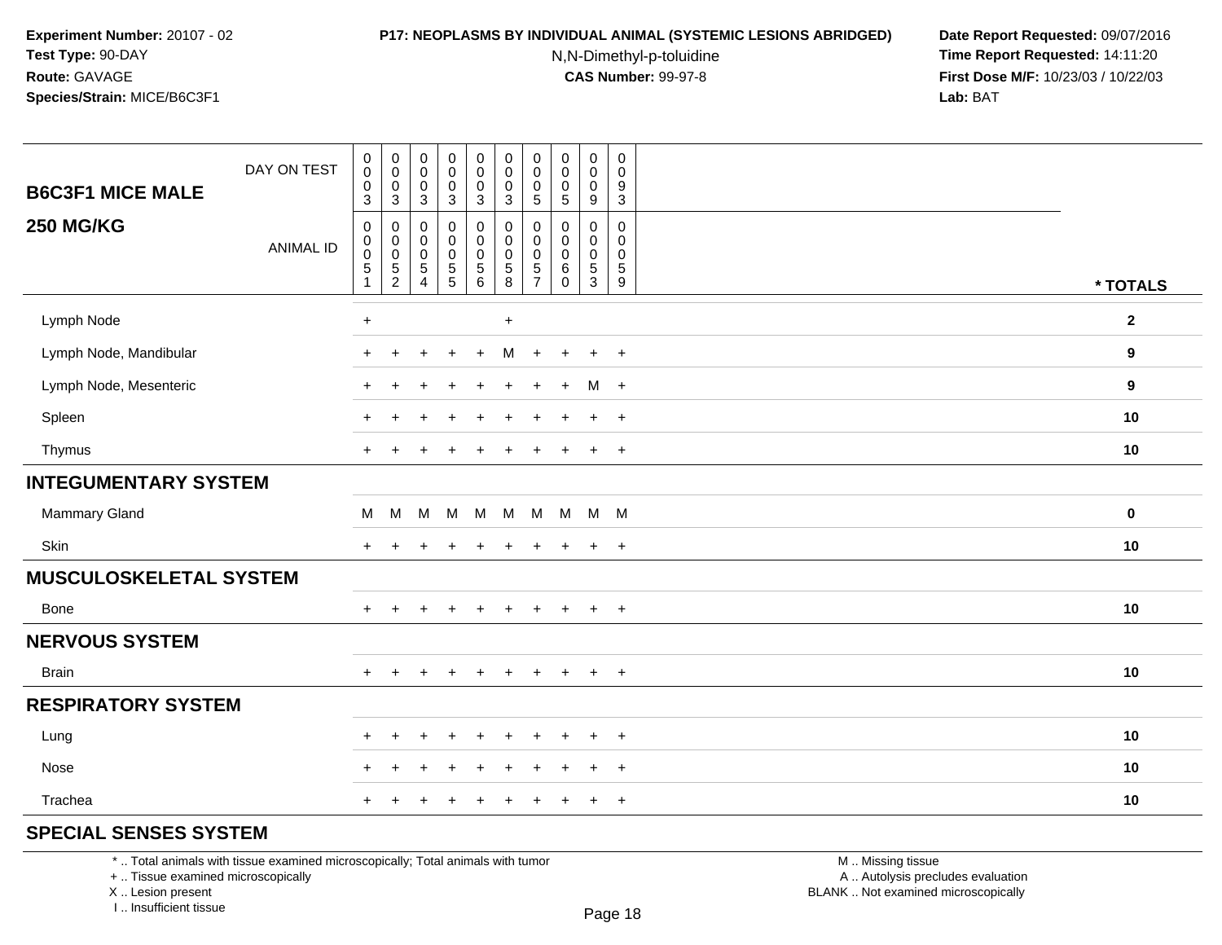**Experiment Number:** 20107 - 02
**Test Type:** 90-DAY
**Route:** GAVAGE
**Species/Strain:** MICE/B6C3F1

**P17: NEOPLASMS BY INDIVIDUAL ANIMAL (SYSTEMIC LESIONS ABRIDGED)**
N,N-Dimethyl-p-toluidine
**CAS Number:** 99-97-8

**Date Report Requested:** 09/07/2016
**Time Report Requested:** 14:11:20
**First Dose M/F:** 10/23/03 / 10/22/03
**Lab:** BAT

| **B6C3F1 MICE MALE** DAY ON TEST | 0003 | 0003 | 0003 | 0003 | 0003 | 0003 | 0005 | 0005 | 0009 | 0093 | |
|---|---|---|---|---|---|---|---|---|---|---|---|
| **250 MG/KG** ANIMAL ID | 00051 | 00052 | 00054 | 00055 | 00056 | 00058 | 00057 | 00060 | 00053 | 00059 | *** TOTALS** |
| Lymph Node | + | | | | | + | | | | | **2** |
| Lymph Node, Mandibular | + | + | + | + | + | M | + | + | + | + | **9** |
| Lymph Node, Mesenteric | + | + | + | + | + | + | + | + | M | + | **9** |
| Spleen | + | + | + | + | + | + | + | + | + | + | **10** |
| Thymus | + | + | + | + | + | + | + | + | + | + | **10** |
| **INTEGUMENTARY SYSTEM** | | | | | | | | | | | |
| Mammary Gland | M | M | M | M | M | M | M | M | M | M | **0** |
| Skin | + | + | + | + | + | + | + | + | + | + | **10** |
| **MUSCULOSKELETAL SYSTEM** | | | | | | | | | | | |
| Bone | + | + | + | + | + | + | + | + | + | + | **10** |
| **NERVOUS SYSTEM** | | | | | | | | | | | |
| Brain | + | + | + | + | + | + | + | + | + | + | **10** |
| **RESPIRATORY SYSTEM** | | | | | | | | | | | |
| Lung | + | + | + | + | + | + | + | + | + | + | **10** |
| Nose | + | + | + | + | + | + | + | + | + | + | **10** |
| Trachea | + | + | + | + | + | + | + | + | + | + | **10** |
| **SPECIAL SENSES SYSTEM** | | | | | | | | | | | |

* .. Total animals with tissue examined microscopically; Total animals with tumor
+ .. Tissue examined microscopically
X .. Lesion present
I .. Insufficient tissue

M .. Missing tissue
A .. Autolysis precludes evaluation
BLANK .. Not examined microscopically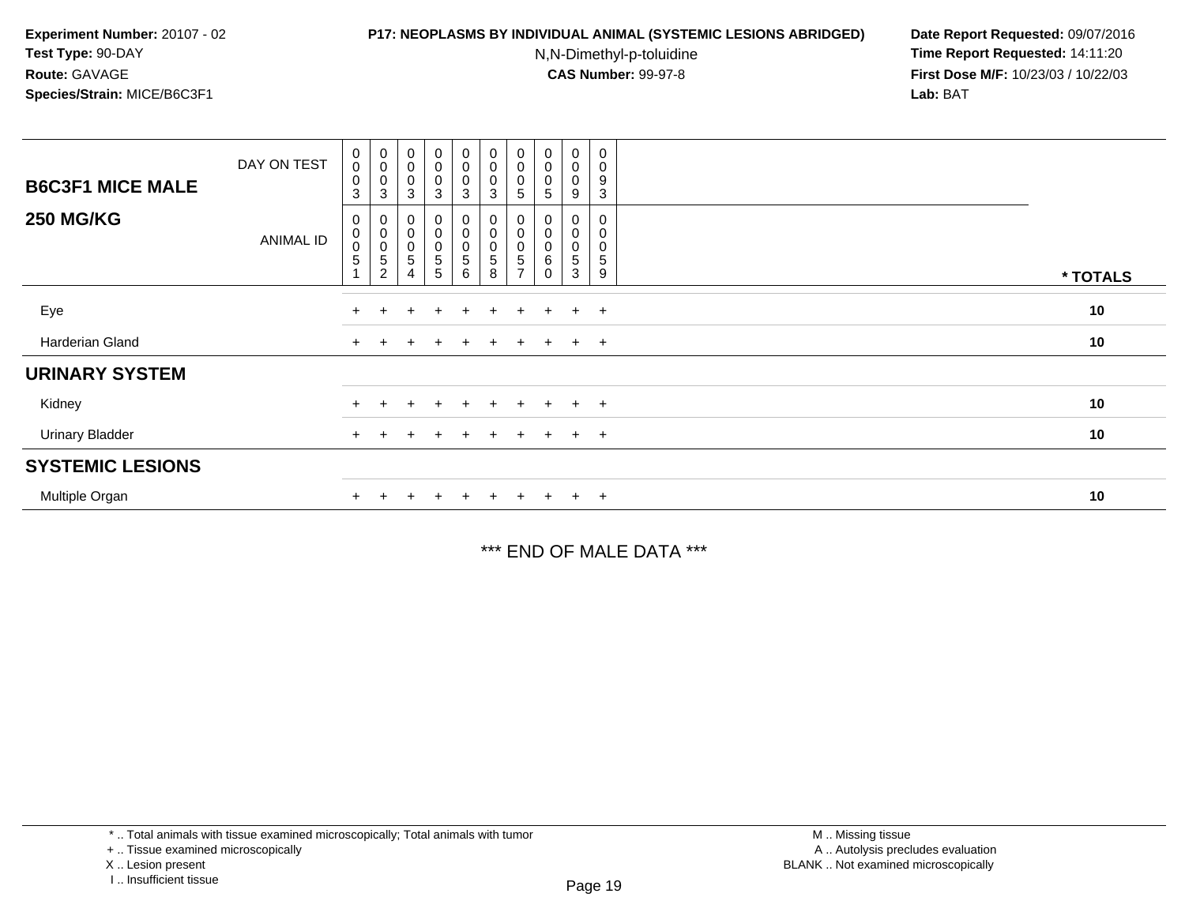**Experiment Number:** 20107 - 02
**Test Type:** 90-DAY
**Route:** GAVAGE
**Species/Strain:** MICE/B6C3F1

**P17: NEOPLASMS BY INDIVIDUAL ANIMAL (SYSTEMIC LESIONS ABRIDGED)**
N,N-Dimethyl-p-toluidine
**CAS Number:** 99-97-8

**Date Report Requested:** 09/07/2016
**Time Report Requested:** 14:11:20
**First Dose M/F:** 10/23/03 / 10/22/03
**Lab:** BAT

| **B6C3F1 MICE MALE** DAY ON TEST | 0003 | 0003 | 0003 | 0003 | 0003 | 0003 | 0005 | 0005 | 0009 | 0093 | |
|---|---|---|---|---|---|---|---|---|---|---|---|
| **250 MG/KG** ANIMAL ID | 00051 | 00052 | 00054 | 00055 | 00056 | 00058 | 00057 | 00060 | 00053 | 00059 | *** TOTALS** |
| Eye | + | + | + | + | + | + | + | + | + | + | **10** |
| Harderian Gland | + | + | + | + | + | + | + | + | + | + | **10** |
| **URINARY SYSTEM** | | | | | | | | | | | |
| Kidney | + | + | + | + | + | + | + | + | + | + | **10** |
| Urinary Bladder | + | + | + | + | + | + | + | + | + | + | **10** |
| **SYSTEMIC LESIONS** | | | | | | | | | | | |
| Multiple Organ | + | + | + | + | + | + | + | + | + | + | **10** |

*** END OF MALE DATA ***

* .. Total animals with tissue examined microscopically; Total animals with tumor
+ .. Tissue examined microscopically
X .. Lesion present
I .. Insufficient tissue

M .. Missing tissue
A .. Autolysis precludes evaluation
BLANK .. Not examined microscopically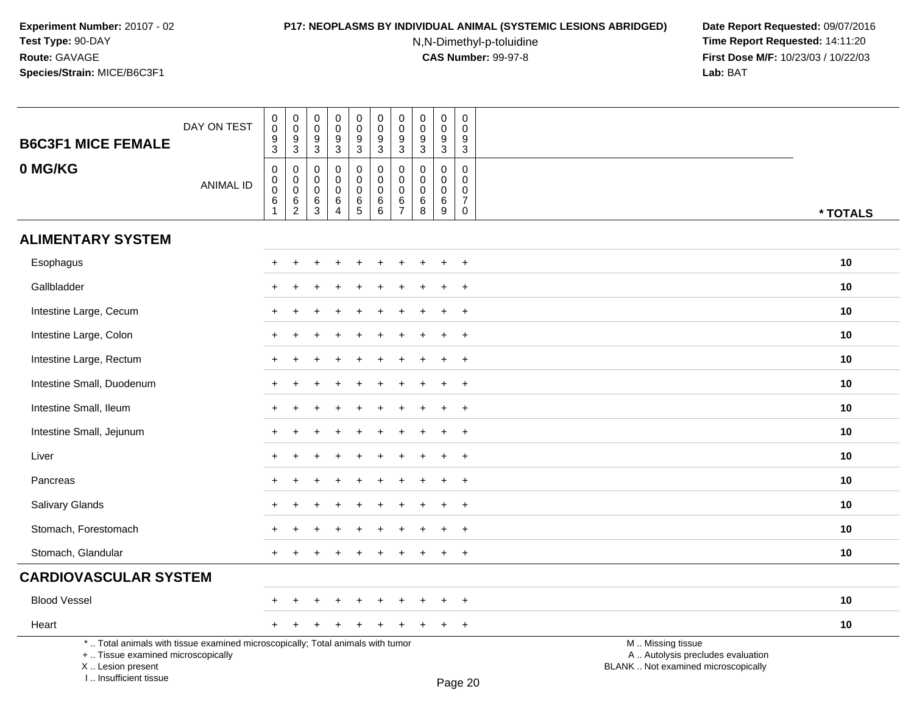**Experiment Number:** 20107 - 02
**Test Type:** 90-DAY
**Route:** GAVAGE
**Species/Strain:** MICE/B6C3F1

**P17: NEOPLASMS BY INDIVIDUAL ANIMAL (SYSTEMIC LESIONS ABRIDGED)**
N,N-Dimethyl-p-toluidine
**CAS Number:** 99-97-8

**Date Report Requested:** 09/07/2016
**Time Report Requested:** 14:11:20
**First Dose M/F:** 10/23/03 / 10/22/03
**Lab:** BAT

| B6C3F1 MICE FEMALE 0 MG/KG | | | | | | | | | | | |
|---|---|---|---|---|---|---|---|---|---|---|---|
| DAY ON TEST | 0093 | 0093 | 0093 | 0093 | 0093 | 0093 | 0093 | 0093 | 0093 | 0093 | |
| ANIMAL ID | 00061 | 00062 | 00063 | 00064 | 00065 | 00066 | 00067 | 00068 | 00069 | 00070 | * TOTALS |
| **ALIMENTARY SYSTEM** | | | | | | | | | | | |
| Esophagus | + | + | + | + | + | + | + | + | + | + | 10 |
| Gallbladder | + | + | + | + | + | + | + | + | + | + | 10 |
| Intestine Large, Cecum | + | + | + | + | + | + | + | + | + | + | 10 |
| Intestine Large, Colon | + | + | + | + | + | + | + | + | + | + | 10 |
| Intestine Large, Rectum | + | + | + | + | + | + | + | + | + | + | 10 |
| Intestine Small, Duodenum | + | + | + | + | + | + | + | + | + | + | 10 |
| Intestine Small, Ileum | + | + | + | + | + | + | + | + | + | + | 10 |
| Intestine Small, Jejunum | + | + | + | + | + | + | + | + | + | + | 10 |
| Liver | + | + | + | + | + | + | + | + | + | + | 10 |
| Pancreas | + | + | + | + | + | + | + | + | + | + | 10 |
| Salivary Glands | + | + | + | + | + | + | + | + | + | + | 10 |
| Stomach, Forestomach | + | + | + | + | + | + | + | + | + | + | 10 |
| Stomach, Glandular | + | + | + | + | + | + | + | + | + | + | 10 |
| **CARDIOVASCULAR SYSTEM** | | | | | | | | | | | |
| Blood Vessel | + | + | + | + | + | + | + | + | + | + | 10 |
| Heart | + | + | + | + | + | + | + | + | + | + | 10 |

\* .. Total animals with tissue examined microscopically; Total animals with tumor
\+ .. Tissue examined microscopically
X .. Lesion present
I .. Insufficient tissue

M .. Missing tissue
A .. Autolysis precludes evaluation
BLANK .. Not examined microscopically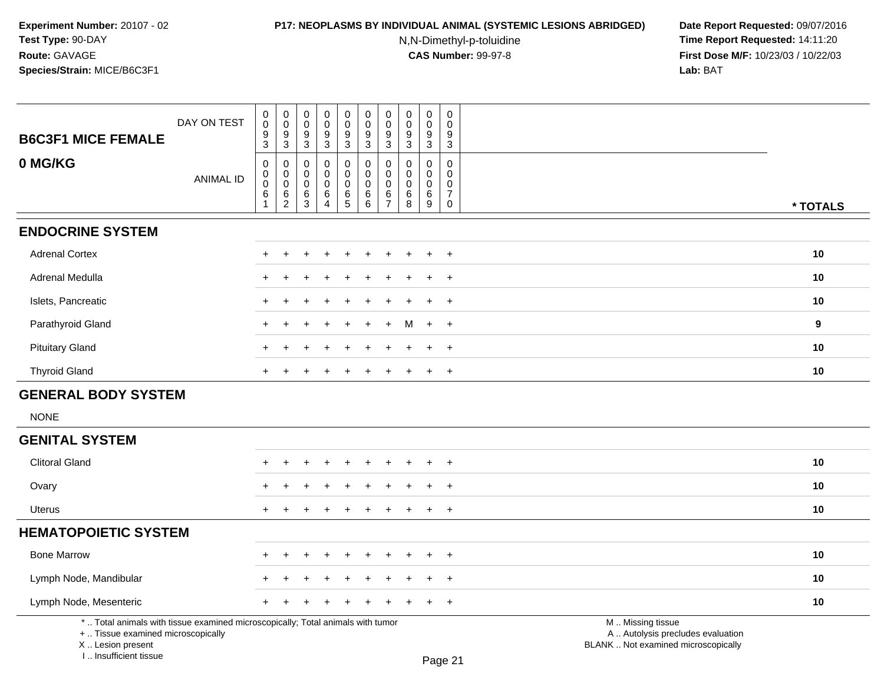**Experiment Number:** 20107 - 02
**Test Type:** 90-DAY
**Route:** GAVAGE
**Species/Strain:** MICE/B6C3F1

**P17: NEOPLASMS BY INDIVIDUAL ANIMAL (SYSTEMIC LESIONS ABRIDGED)**
N,N-Dimethyl-p-toluidine
**CAS Number:** 99-97-8

**Date Report Requested:** 09/07/2016
**Time Report Requested:** 14:11:20
**First Dose M/F:** 10/23/03 / 10/22/03
**Lab:** BAT

## B6C3F1 MICE FEMALE
## 0 MG/KG

| DAY ON TEST | 0093 | 0093 | 0093 | 0093 | 0093 | 0093 | 0093 | 0093 | 0093 | 0093 | |
|---|---|---|---|---|---|---|---|---|---|---|---|
| ANIMAL ID | 00061 | 00062 | 00063 | 00064 | 00065 | 00066 | 00067 | 00068 | 00069 | 00070 | * TOTALS |
| **ENDOCRINE SYSTEM** | | | | | | | | | | | |
| Adrenal Cortex | + | + | + | + | + | + | + | + | + | + | 10 |
| Adrenal Medulla | + | + | + | + | + | + | + | + | + | + | 10 |
| Islets, Pancreatic | + | + | + | + | + | + | + | + | + | + | 10 |
| Parathyroid Gland | + | + | + | + | + | + | + | M | + | + | 9 |
| Pituitary Gland | + | + | + | + | + | + | + | + | + | + | 10 |
| Thyroid Gland | + | + | + | + | + | + | + | + | + | + | 10 |
| **GENERAL BODY SYSTEM** | | | | | | | | | | | |
| NONE | | | | | | | | | | | |
| **GENITAL SYSTEM** | | | | | | | | | | | |
| Clitoral Gland | + | + | + | + | + | + | + | + | + | + | 10 |
| Ovary | + | + | + | + | + | + | + | + | + | + | 10 |
| Uterus | + | + | + | + | + | + | + | + | + | + | 10 |
| **HEMATOPOIETIC SYSTEM** | | | | | | | | | | | |
| Bone Marrow | + | + | + | + | + | + | + | + | + | + | 10 |
| Lymph Node, Mandibular | + | + | + | + | + | + | + | + | + | + | 10 |
| Lymph Node, Mesenteric | + | + | + | + | + | + | + | + | + | + | 10 |

\* .. Total animals with tissue examined microscopically; Total animals with tumor
\+ .. Tissue examined microscopically
X .. Lesion present
I .. Insufficient tissue

M .. Missing tissue
A .. Autolysis precludes evaluation
BLANK .. Not examined microscopically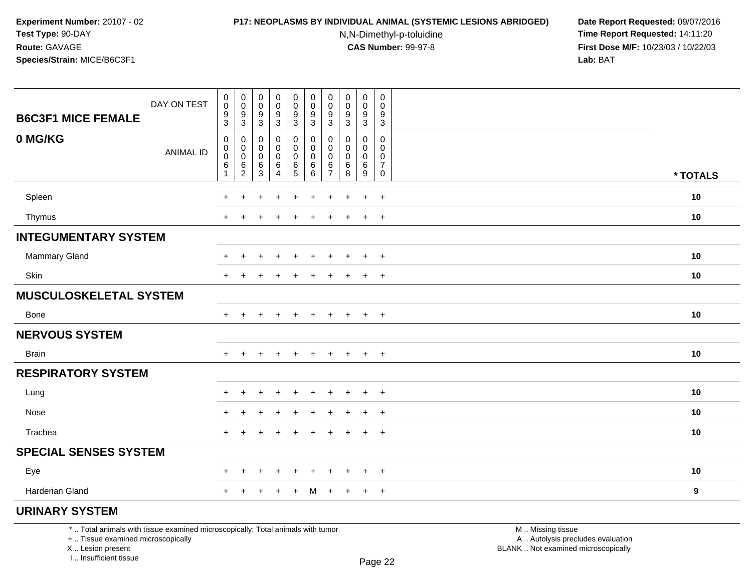**Experiment Number:** 20107 - 02
**Test Type:** 90-DAY
**Route:** GAVAGE
**Species/Strain:** MICE/B6C3F1

**P17: NEOPLASMS BY INDIVIDUAL ANIMAL (SYSTEMIC LESIONS ABRIDGED)**
N,N-Dimethyl-p-toluidine
**CAS Number:** 99-97-8

**Date Report Requested:** 09/07/2016
**Time Report Requested:** 14:11:20
**First Dose M/F:** 10/23/03 / 10/22/03
**Lab:** BAT

| B6C3F1 MICE FEMALE 0 MG/KG | | | | | | | | | | | |
|---|---|---|---|---|---|---|---|---|---|---|---|
| DAY ON TEST | 0093 | 0093 | 0093 | 0093 | 0093 | 0093 | 0093 | 0093 | 0093 | 0093 | |
| ANIMAL ID | 00061 | 00062 | 00063 | 00064 | 00065 | 00066 | 00067 | 00068 | 00069 | 00070 | * TOTALS |
| Spleen | + | + | + | + | + | + | + | + | + | + | 10 |
| Thymus | + | + | + | + | + | + | + | + | + | + | 10 |
| **INTEGUMENTARY SYSTEM** | | | | | | | | | | | |
| Mammary Gland | + | + | + | + | + | + | + | + | + | + | 10 |
| Skin | + | + | + | + | + | + | + | + | + | + | 10 |
| **MUSCULOSKELETAL SYSTEM** | | | | | | | | | | | |
| Bone | + | + | + | + | + | + | + | + | + | + | 10 |
| **NERVOUS SYSTEM** | | | | | | | | | | | |
| Brain | + | + | + | + | + | + | + | + | + | + | 10 |
| **RESPIRATORY SYSTEM** | | | | | | | | | | | |
| Lung | + | + | + | + | + | + | + | + | + | + | 10 |
| Nose | + | + | + | + | + | + | + | + | + | + | 10 |
| Trachea | + | + | + | + | + | + | + | + | + | + | 10 |
| **SPECIAL SENSES SYSTEM** | | | | | | | | | | | |
| Eye | + | + | + | + | + | + | + | + | + | + | 10 |
| Harderian Gland | + | + | + | + | + | M | + | + | + | + | 9 |
| **URINARY SYSTEM** | | | | | | | | | | | |

* .. Total animals with tissue examined microscopically; Total animals with tumor
+ .. Tissue examined microscopically
X .. Lesion present
I .. Insufficient tissue

M .. Missing tissue
A .. Autolysis precludes evaluation
BLANK .. Not examined microscopically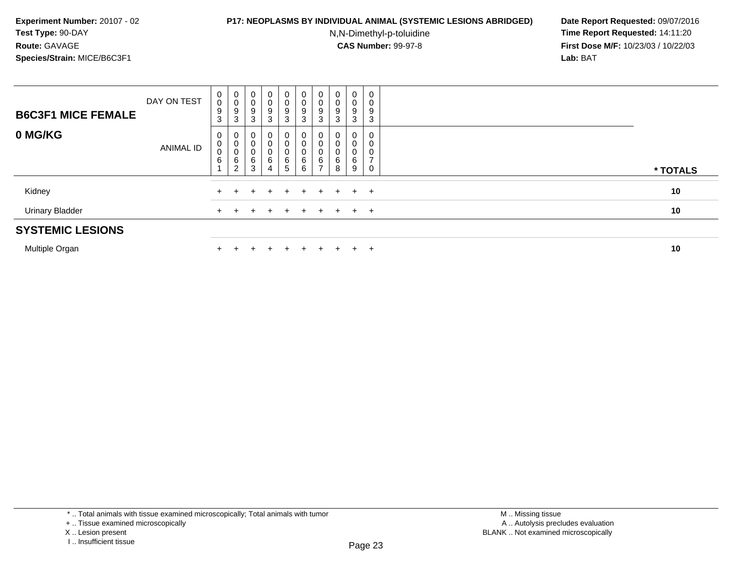**Experiment Number:** 20107 - 02
**Test Type:** 90-DAY
**Route:** GAVAGE
**Species/Strain:** MICE/B6C3F1

**P17: NEOPLASMS BY INDIVIDUAL ANIMAL (SYSTEMIC LESIONS ABRIDGED)**
N,N-Dimethyl-p-toluidine
**CAS Number:** 99-97-8

**Date Report Requested:** 09/07/2016
**Time Report Requested:** 14:11:20
**First Dose M/F:** 10/23/03 / 10/22/03
**Lab:** BAT

| B6C3F1 MICE FEMALE / 0 MG/KG | | | | | | | | | | | |
|---|---|---|---|---|---|---|---|---|---|---|---|
| DAY ON TEST | 0093 | 0093 | 0093 | 0093 | 0093 | 0093 | 0093 | 0093 | 0093 | 0093 | |
| ANIMAL ID | 00061 | 00062 | 00063 | 00064 | 00065 | 00066 | 00067 | 00068 | 00069 | 00070 | * TOTALS |
| Kidney | + | + | + | + | + | + | + | + | + | + | 10 |
| Urinary Bladder | + | + | + | + | + | + | + | + | + | + | 10 |
| **SYSTEMIC LESIONS** | | | | | | | | | | | |
| Multiple Organ | + | + | + | + | + | + | + | + | + | + | 10 |

* .. Total animals with tissue examined microscopically; Total animals with tumor
+ .. Tissue examined microscopically
X .. Lesion present
I .. Insufficient tissue

M .. Missing tissue
A .. Autolysis precludes evaluation
BLANK .. Not examined microscopically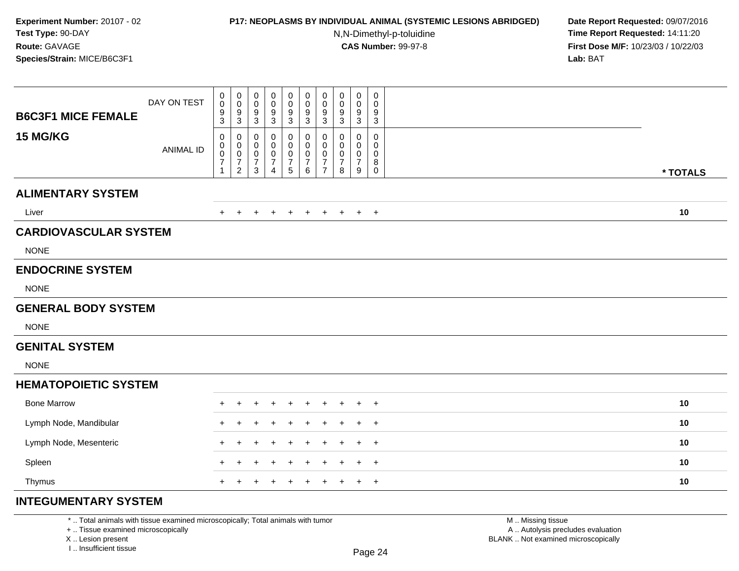**Experiment Number:** 20107 - 02
**Test Type:** 90-DAY
**Route:** GAVAGE
**Species/Strain:** MICE/B6C3F1

**P17: NEOPLASMS BY INDIVIDUAL ANIMAL (SYSTEMIC LESIONS ABRIDGED)**
N,N-Dimethyl-p-toluidine
**CAS Number:** 99-97-8

**Date Report Requested:** 09/07/2016
**Time Report Requested:** 14:11:20
**First Dose M/F:** 10/23/03 / 10/22/03
**Lab:** BAT

| B6C3F1 MICE FEMALE 15 MG/KG | | | | | | | | | | | |
|---|---|---|---|---|---|---|---|---|---|---|---|
| DAY ON TEST | 0093 | 0093 | 0093 | 0093 | 0093 | 0093 | 0093 | 0093 | 0093 | 0093 | |
| ANIMAL ID | 00071 | 00072 | 00073 | 00074 | 00075 | 00076 | 00077 | 00078 | 00079 | 00080 | * TOTALS |
| **ALIMENTARY SYSTEM** | | | | | | | | | | | |
| Liver | + | + | + | + | + | + | + | + | + | + | 10 |
| **CARDIOVASCULAR SYSTEM** | | | | | | | | | | | |
| NONE | | | | | | | | | | | |
| **ENDOCRINE SYSTEM** | | | | | | | | | | | |
| NONE | | | | | | | | | | | |
| **GENERAL BODY SYSTEM** | | | | | | | | | | | |
| NONE | | | | | | | | | | | |
| **GENITAL SYSTEM** | | | | | | | | | | | |
| NONE | | | | | | | | | | | |
| **HEMATOPOIETIC SYSTEM** | | | | | | | | | | | |
| Bone Marrow | + | + | + | + | + | + | + | + | + | + | 10 |
| Lymph Node, Mandibular | + | + | + | + | + | + | + | + | + | + | 10 |
| Lymph Node, Mesenteric | + | + | + | + | + | + | + | + | + | + | 10 |
| Spleen | + | + | + | + | + | + | + | + | + | + | 10 |
| Thymus | + | + | + | + | + | + | + | + | + | + | 10 |
| **INTEGUMENTARY SYSTEM** | | | | | | | | | | | |

* .. Total animals with tissue examined microscopically; Total animals with tumor
+ .. Tissue examined microscopically
X .. Lesion present
I .. Insufficient tissue

M .. Missing tissue
A .. Autolysis precludes evaluation
BLANK .. Not examined microscopically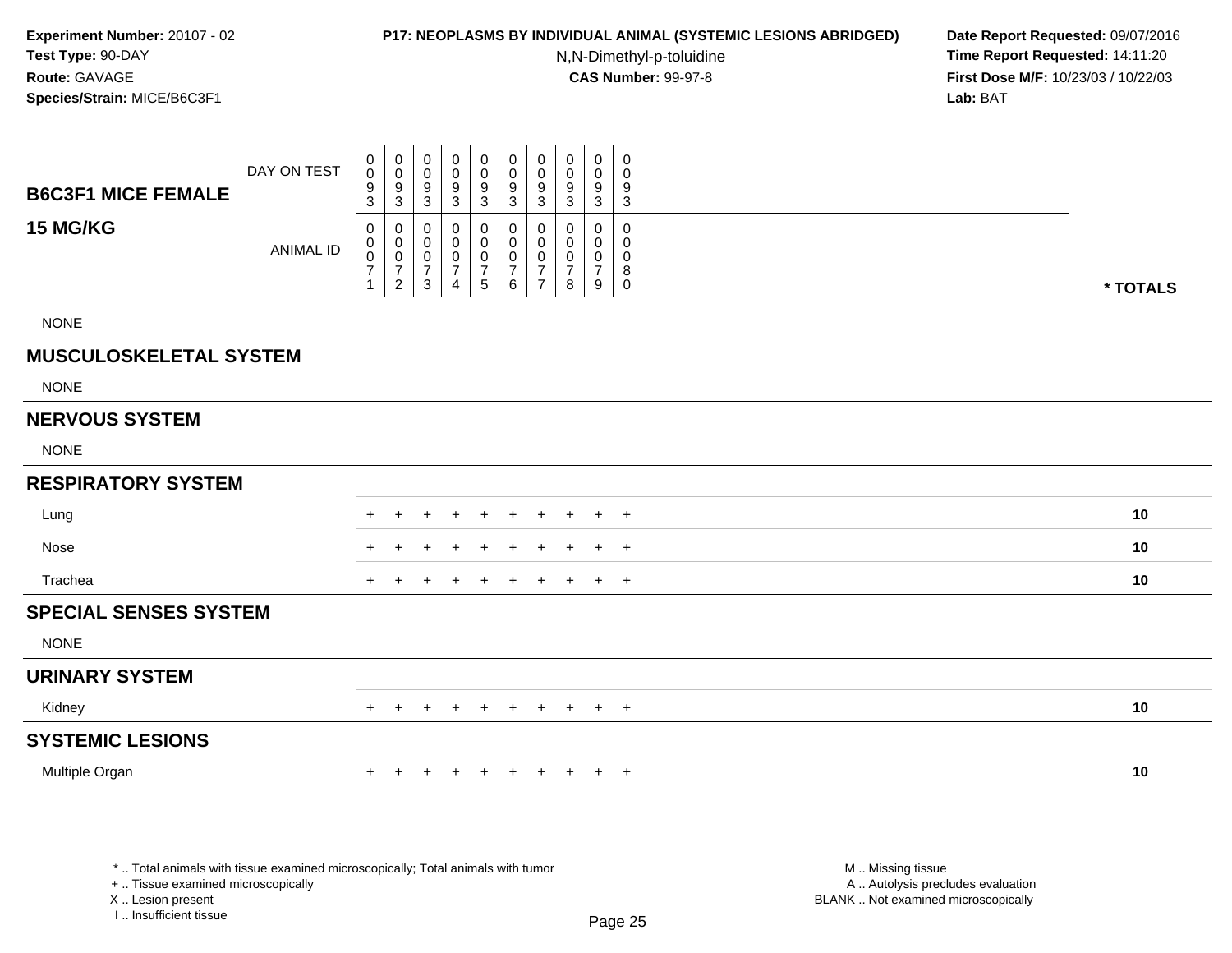**Experiment Number:** 20107 - 02
**Test Type:** 90-DAY
**Route:** GAVAGE
**Species/Strain:** MICE/B6C3F1

**P17: NEOPLASMS BY INDIVIDUAL ANIMAL (SYSTEMIC LESIONS ABRIDGED)**
N,N-Dimethyl-p-toluidine
**CAS Number:** 99-97-8

**Date Report Requested:** 09/07/2016
**Time Report Requested:** 14:11:20
**First Dose M/F:** 10/23/03 / 10/22/03
**Lab:** BAT

| B6C3F1 MICE FEMALE 15 MG/KG | | | | | | | | | | | |
|---|---|---|---|---|---|---|---|---|---|---|---|
| DAY ON TEST | 0093 | 0093 | 0093 | 0093 | 0093 | 0093 | 0093 | 0093 | 0093 | 0093 | |
| ANIMAL ID | 00071 | 00072 | 00073 | 00074 | 00075 | 00076 | 00077 | 00078 | 00079 | 00080 | * TOTALS |
| NONE | | | | | | | | | | | |
| **MUSCULOSKELETAL SYSTEM** | | | | | | | | | | | |
| NONE | | | | | | | | | | | |
| **NERVOUS SYSTEM** | | | | | | | | | | | |
| NONE | | | | | | | | | | | |
| **RESPIRATORY SYSTEM** | | | | | | | | | | | |
| Lung | + | + | + | + | + | + | + | + | + | + | 10 |
| Nose | + | + | + | + | + | + | + | + | + | + | 10 |
| Trachea | + | + | + | + | + | + | + | + | + | + | 10 |
| **SPECIAL SENSES SYSTEM** | | | | | | | | | | | |
| NONE | | | | | | | | | | | |
| **URINARY SYSTEM** | | | | | | | | | | | |
| Kidney | + | + | + | + | + | + | + | + | + | + | 10 |
| **SYSTEMIC LESIONS** | | | | | | | | | | | |
| Multiple Organ | + | + | + | + | + | + | + | + | + | + | 10 |

\* .. Total animals with tissue examined microscopically; Total animals with tumor
\+ .. Tissue examined microscopically
X .. Lesion present
I .. Insufficient tissue

M .. Missing tissue
A .. Autolysis precludes evaluation
BLANK .. Not examined microscopically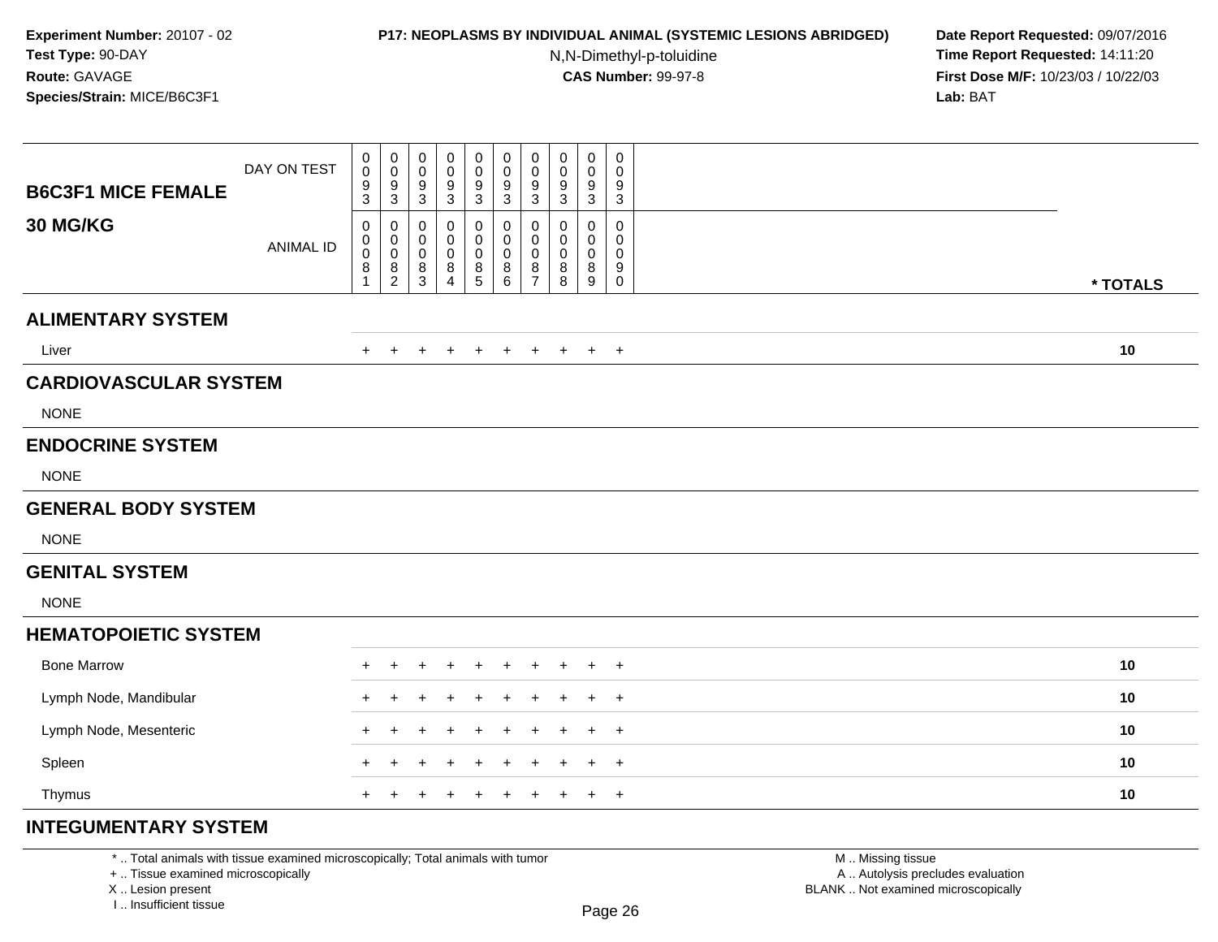**Experiment Number:** 20107 - 02
**Test Type:** 90-DAY
**Route:** GAVAGE
**Species/Strain:** MICE/B6C3F1

**P17: NEOPLASMS BY INDIVIDUAL ANIMAL (SYSTEMIC LESIONS ABRIDGED)**
N,N-Dimethyl-p-toluidine
**CAS Number:** 99-97-8

**Date Report Requested:** 09/07/2016
**Time Report Requested:** 14:11:20
**First Dose M/F:** 10/23/03 / 10/22/03
**Lab:** BAT

| B6C3F1 MICE FEMALE 30 MG/KG | | | | | | | | | | | |
|---|---|---|---|---|---|---|---|---|---|---|---|
| DAY ON TEST | 0093 | 0093 | 0093 | 0093 | 0093 | 0093 | 0093 | 0093 | 0093 | 0093 | |
| ANIMAL ID | 00081 | 00082 | 00083 | 00084 | 00085 | 00086 | 00087 | 00088 | 00089 | 00090 | * TOTALS |
| **ALIMENTARY SYSTEM** | | | | | | | | | | | |
| Liver | + | + | + | + | + | + | + | + | + | + | 10 |
| **CARDIOVASCULAR SYSTEM** | | | | | | | | | | | |
| NONE | | | | | | | | | | | |
| **ENDOCRINE SYSTEM** | | | | | | | | | | | |
| NONE | | | | | | | | | | | |
| **GENERAL BODY SYSTEM** | | | | | | | | | | | |
| NONE | | | | | | | | | | | |
| **GENITAL SYSTEM** | | | | | | | | | | | |
| NONE | | | | | | | | | | | |
| **HEMATOPOIETIC SYSTEM** | | | | | | | | | | | |
| Bone Marrow | + | + | + | + | + | + | + | + | + | + | 10 |
| Lymph Node, Mandibular | + | + | + | + | + | + | + | + | + | + | 10 |
| Lymph Node, Mesenteric | + | + | + | + | + | + | + | + | + | + | 10 |
| Spleen | + | + | + | + | + | + | + | + | + | + | 10 |
| Thymus | + | + | + | + | + | + | + | + | + | + | 10 |
| **INTEGUMENTARY SYSTEM** | | | | | | | | | | | |

* .. Total animals with tissue examined microscopically; Total animals with tumor
+ .. Tissue examined microscopically
X .. Lesion present
I .. Insufficient tissue

M .. Missing tissue
A .. Autolysis precludes evaluation
BLANK .. Not examined microscopically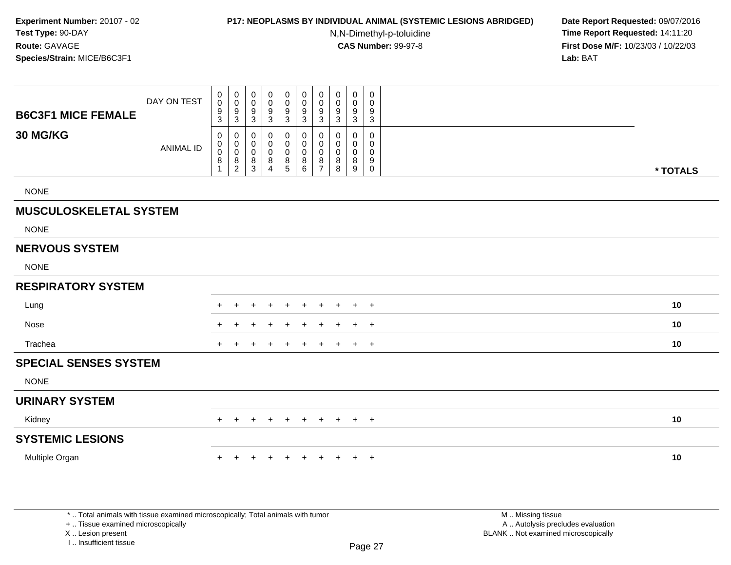**Experiment Number:** 20107 - 02
**Test Type:** 90-DAY
**Route:** GAVAGE
**Species/Strain:** MICE/B6C3F1

**P17: NEOPLASMS BY INDIVIDUAL ANIMAL (SYSTEMIC LESIONS ABRIDGED)**
N,N-Dimethyl-p-toluidine
**CAS Number:** 99-97-8

**Date Report Requested:** 09/07/2016
**Time Report Requested:** 14:11:20
**First Dose M/F:** 10/23/03 / 10/22/03
**Lab:** BAT

| B6C3F1 MICE FEMALE 30 MG/KG | | | | | | | | | | | |
|---|---|---|---|---|---|---|---|---|---|---|---|
| DAY ON TEST | 0093 | 0093 | 0093 | 0093 | 0093 | 0093 | 0093 | 0093 | 0093 | 0093 | |
| ANIMAL ID | 00081 | 00082 | 00083 | 00084 | 00085 | 00086 | 00087 | 00088 | 00089 | 00090 | * TOTALS |
| NONE | | | | | | | | | | | |
| **MUSCULOSKELETAL SYSTEM** | | | | | | | | | | | |
| NONE | | | | | | | | | | | |
| **NERVOUS SYSTEM** | | | | | | | | | | | |
| NONE | | | | | | | | | | | |
| **RESPIRATORY SYSTEM** | | | | | | | | | | | |
| Lung | + | + | + | + | + | + | + | + | + | + | 10 |
| Nose | + | + | + | + | + | + | + | + | + | + | 10 |
| Trachea | + | + | + | + | + | + | + | + | + | + | 10 |
| **SPECIAL SENSES SYSTEM** | | | | | | | | | | | |
| NONE | | | | | | | | | | | |
| **URINARY SYSTEM** | | | | | | | | | | | |
| Kidney | + | + | + | + | + | + | + | + | + | + | 10 |
| **SYSTEMIC LESIONS** | | | | | | | | | | | |
| Multiple Organ | + | + | + | + | + | + | + | + | + | + | 10 |

* .. Total animals with tissue examined microscopically; Total animals with tumor
+ .. Tissue examined microscopically
X .. Lesion present
I .. Insufficient tissue

M .. Missing tissue
A .. Autolysis precludes evaluation
BLANK .. Not examined microscopically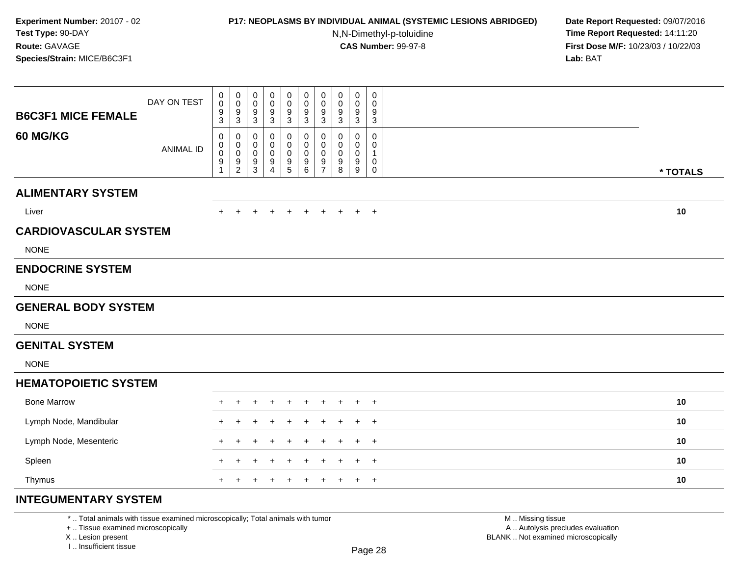**Experiment Number:** 20107 - 02
**Test Type:** 90-DAY
**Route:** GAVAGE
**Species/Strain:** MICE/B6C3F1

**P17: NEOPLASMS BY INDIVIDUAL ANIMAL (SYSTEMIC LESIONS ABRIDGED)**
N,N-Dimethyl-p-toluidine
**CAS Number:** 99-97-8

**Date Report Requested:** 09/07/2016
**Time Report Requested:** 14:11:20
**First Dose M/F:** 10/23/03 / 10/22/03
**Lab:** BAT

| B6C3F1 MICE FEMALE 60 MG/KG | | | | | | | | | | | |
|---|---|---|---|---|---|---|---|---|---|---|---|
| DAY ON TEST | 0093 | 0093 | 0093 | 0093 | 0093 | 0093 | 0093 | 0093 | 0093 | 0093 | |
| ANIMAL ID | 00091 | 00092 | 00093 | 00094 | 00095 | 00096 | 00097 | 00098 | 00099 | 00100 | * TOTALS |
| **ALIMENTARY SYSTEM** | | | | | | | | | | | |
| Liver | + | + | + | + | + | + | + | + | + | + | 10 |
| **CARDIOVASCULAR SYSTEM** | | | | | | | | | | | |
| NONE | | | | | | | | | | | |
| **ENDOCRINE SYSTEM** | | | | | | | | | | | |
| NONE | | | | | | | | | | | |
| **GENERAL BODY SYSTEM** | | | | | | | | | | | |
| NONE | | | | | | | | | | | |
| **GENITAL SYSTEM** | | | | | | | | | | | |
| NONE | | | | | | | | | | | |
| **HEMATOPOIETIC SYSTEM** | | | | | | | | | | | |
| Bone Marrow | + | + | + | + | + | + | + | + | + | + | 10 |
| Lymph Node, Mandibular | + | + | + | + | + | + | + | + | + | + | 10 |
| Lymph Node, Mesenteric | + | + | + | + | + | + | + | + | + | + | 10 |
| Spleen | + | + | + | + | + | + | + | + | + | + | 10 |
| Thymus | + | + | + | + | + | + | + | + | + | + | 10 |
| **INTEGUMENTARY SYSTEM** | | | | | | | | | | | |

* .. Total animals with tissue examined microscopically; Total animals with tumor
+ .. Tissue examined microscopically
X .. Lesion present
I .. Insufficient tissue

M .. Missing tissue
A .. Autolysis precludes evaluation
BLANK .. Not examined microscopically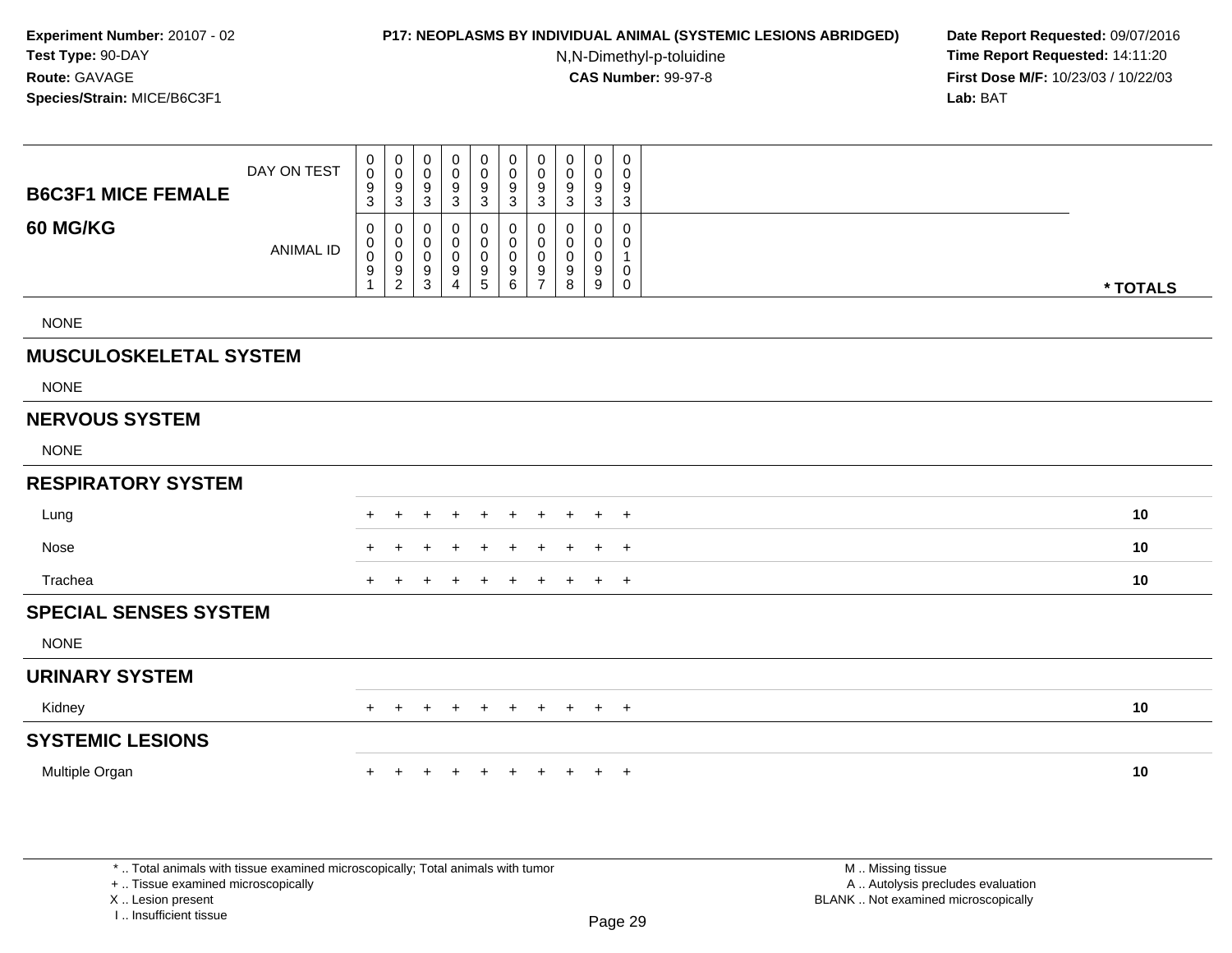**Experiment Number:** 20107 - 02
**Test Type:** 90-DAY
**Route:** GAVAGE
**Species/Strain:** MICE/B6C3F1

**P17: NEOPLASMS BY INDIVIDUAL ANIMAL (SYSTEMIC LESIONS ABRIDGED)**
N,N-Dimethyl-p-toluidine
**CAS Number:** 99-97-8

**Date Report Requested:** 09/07/2016
**Time Report Requested:** 14:11:20
**First Dose M/F:** 10/23/03 / 10/22/03
**Lab:** BAT

| **B6C3F1 MICE FEMALE 60 MG/KG** | | | | | | | | | | | |
|---|---|---|---|---|---|---|---|---|---|---|---|
| DAY ON TEST | 0093 | 0093 | 0093 | 0093 | 0093 | 0093 | 0093 | 0093 | 0093 | 0093 | |
| ANIMAL ID | 00091 | 00092 | 00093 | 00094 | 00095 | 00096 | 00097 | 00098 | 00099 | 00100 | **\* TOTALS** |
| NONE | | | | | | | | | | | |
| **MUSCULOSKELETAL SYSTEM** | | | | | | | | | | | |
| NONE | | | | | | | | | | | |
| **NERVOUS SYSTEM** | | | | | | | | | | | |
| NONE | | | | | | | | | | | |
| **RESPIRATORY SYSTEM** | | | | | | | | | | | |
| Lung | + | + | + | + | + | + | + | + | + | + | **10** |
| Nose | + | + | + | + | + | + | + | + | + | + | **10** |
| Trachea | + | + | + | + | + | + | + | + | + | + | **10** |
| **SPECIAL SENSES SYSTEM** | | | | | | | | | | | |
| NONE | | | | | | | | | | | |
| **URINARY SYSTEM** | | | | | | | | | | | |
| Kidney | + | + | + | + | + | + | + | + | + | + | **10** |
| **SYSTEMIC LESIONS** | | | | | | | | | | | |
| Multiple Organ | + | + | + | + | + | + | + | + | + | + | **10** |

\* .. Total animals with tissue examined microscopically; Total animals with tumor
\+ .. Tissue examined microscopically
X .. Lesion present
I .. Insufficient tissue

M .. Missing tissue
A .. Autolysis precludes evaluation
BLANK .. Not examined microscopically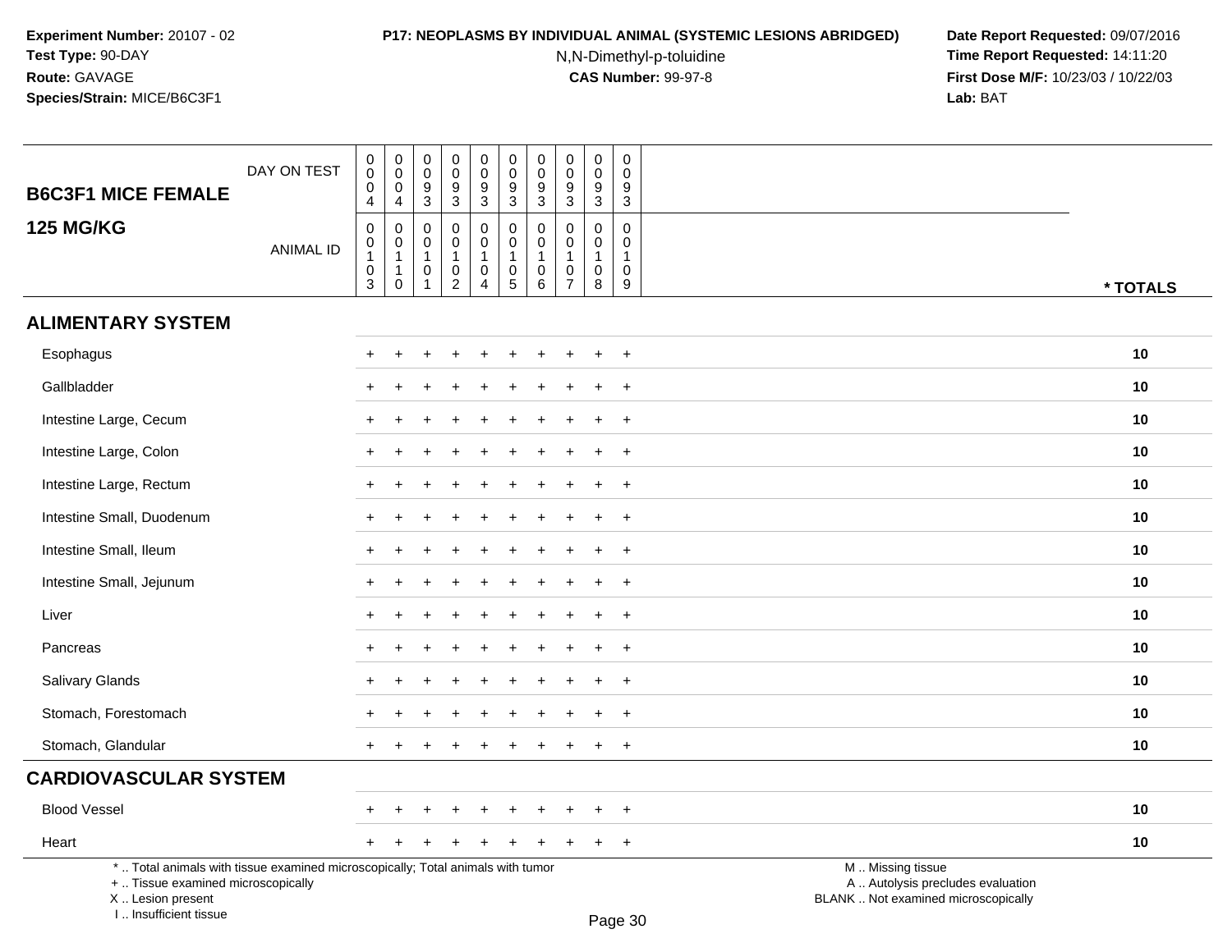**Experiment Number:** 20107 - 02
**Test Type:** 90-DAY
**Route:** GAVAGE
**Species/Strain:** MICE/B6C3F1

**P17: NEOPLASMS BY INDIVIDUAL ANIMAL (SYSTEMIC LESIONS ABRIDGED)**
N,N-Dimethyl-p-toluidine
**CAS Number:** 99-97-8

**Date Report Requested:** 09/07/2016
**Time Report Requested:** 14:11:20
**First Dose M/F:** 10/23/03 / 10/22/03
**Lab:** BAT

| B6C3F1 MICE FEMALE 125 MG/KG | | | | | | | | | | | |
|---|---|---|---|---|---|---|---|---|---|---|---|
| DAY ON TEST | 0004 | 0004 | 0093 | 0093 | 0093 | 0093 | 0093 | 0093 | 0093 | 0093 | |
| ANIMAL ID | 00103 | 00110 | 00101 | 00102 | 00104 | 00105 | 00106 | 00107 | 00108 | 00109 | * TOTALS |
| **ALIMENTARY SYSTEM** | | | | | | | | | | | |
| Esophagus | + | + | + | + | + | + | + | + | + | + | 10 |
| Gallbladder | + | + | + | + | + | + | + | + | + | + | 10 |
| Intestine Large, Cecum | + | + | + | + | + | + | + | + | + | + | 10 |
| Intestine Large, Colon | + | + | + | + | + | + | + | + | + | + | 10 |
| Intestine Large, Rectum | + | + | + | + | + | + | + | + | + | + | 10 |
| Intestine Small, Duodenum | + | + | + | + | + | + | + | + | + | + | 10 |
| Intestine Small, Ileum | + | + | + | + | + | + | + | + | + | + | 10 |
| Intestine Small, Jejunum | + | + | + | + | + | + | + | + | + | + | 10 |
| Liver | + | + | + | + | + | + | + | + | + | + | 10 |
| Pancreas | + | + | + | + | + | + | + | + | + | + | 10 |
| Salivary Glands | + | + | + | + | + | + | + | + | + | + | 10 |
| Stomach, Forestomach | + | + | + | + | + | + | + | + | + | + | 10 |
| Stomach, Glandular | + | + | + | + | + | + | + | + | + | + | 10 |
| **CARDIOVASCULAR SYSTEM** | | | | | | | | | | | |
| Blood Vessel | + | + | + | + | + | + | + | + | + | + | 10 |
| Heart | + | + | + | + | + | + | + | + | + | + | 10 |

* .. Total animals with tissue examined microscopically; Total animals with tumor
+ .. Tissue examined microscopically
X .. Lesion present
I .. Insufficient tissue

M .. Missing tissue
A .. Autolysis precludes evaluation
BLANK .. Not examined microscopically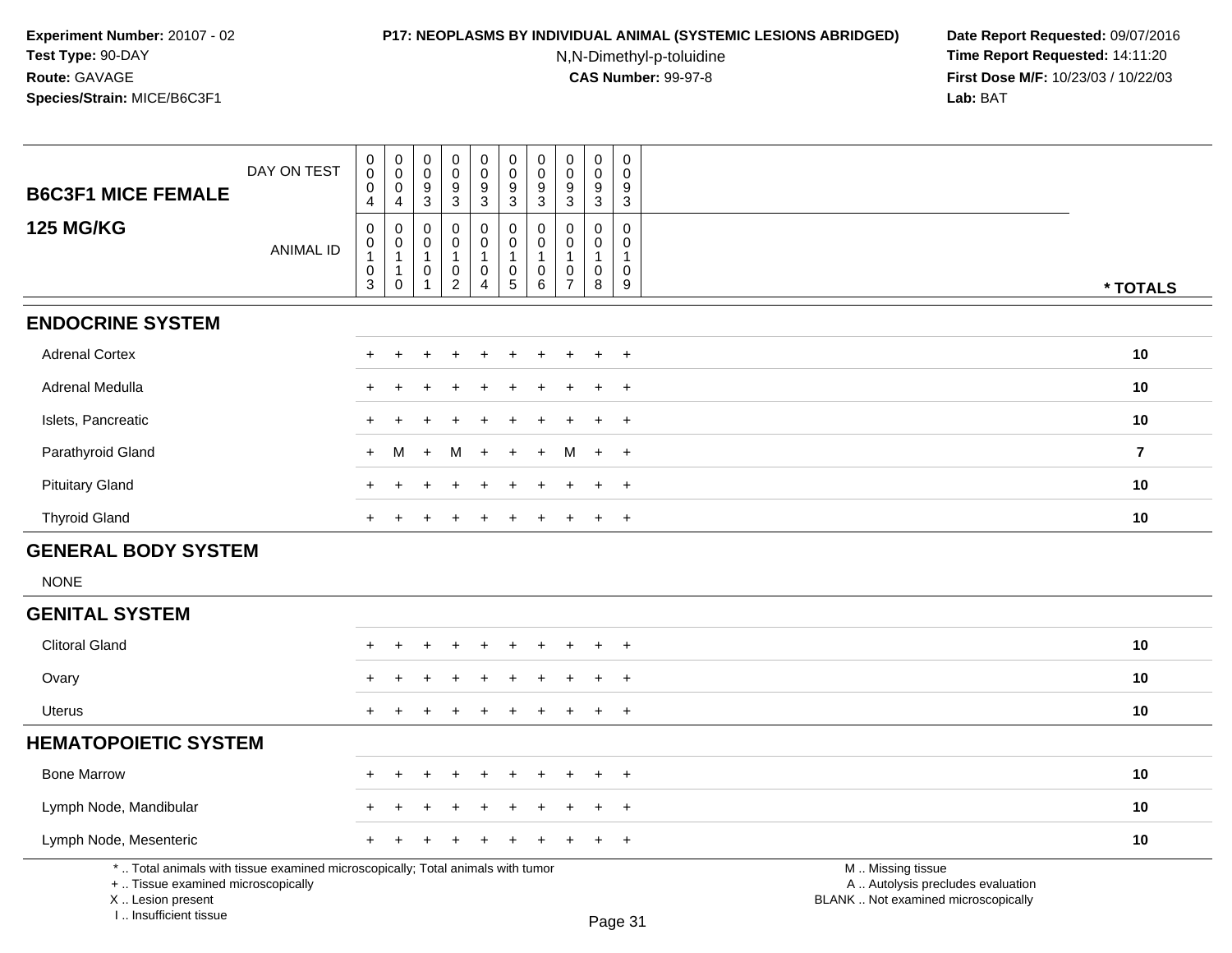**Experiment Number:** 20107 - 02
**Test Type:** 90-DAY
**Route:** GAVAGE
**Species/Strain:** MICE/B6C3F1

**P17: NEOPLASMS BY INDIVIDUAL ANIMAL (SYSTEMIC LESIONS ABRIDGED)**
N,N-Dimethyl-p-toluidine
**CAS Number:** 99-97-8

**Date Report Requested:** 09/07/2016
**Time Report Requested:** 14:11:20
**First Dose M/F:** 10/23/03 / 10/22/03
**Lab:** BAT

| B6C3F1 MICE FEMALE 125 MG/KG | | | | | | | | | | | |
|---|---|---|---|---|---|---|---|---|---|---|---|
| DAY ON TEST | 0004 | 0004 | 0093 | 0093 | 0093 | 0093 | 0093 | 0093 | 0093 | 0093 | |
| ANIMAL ID | 00103 | 00110 | 00101 | 00102 | 00104 | 00105 | 00106 | 00107 | 00108 | 00109 | * TOTALS |
| **ENDOCRINE SYSTEM** | | | | | | | | | | | |
| Adrenal Cortex | + | + | + | + | + | + | + | + | + | + | 10 |
| Adrenal Medulla | + | + | + | + | + | + | + | + | + | + | 10 |
| Islets, Pancreatic | + | + | + | + | + | + | + | + | + | + | 10 |
| Parathyroid Gland | + | M | + | M | + | + | + | M | + | + | 7 |
| Pituitary Gland | + | + | + | + | + | + | + | + | + | + | 10 |
| Thyroid Gland | + | + | + | + | + | + | + | + | + | + | 10 |
| **GENERAL BODY SYSTEM** | | | | | | | | | | | |
| NONE | | | | | | | | | | | |
| **GENITAL SYSTEM** | | | | | | | | | | | |
| Clitoral Gland | + | + | + | + | + | + | + | + | + | + | 10 |
| Ovary | + | + | + | + | + | + | + | + | + | + | 10 |
| Uterus | + | + | + | + | + | + | + | + | + | + | 10 |
| **HEMATOPOIETIC SYSTEM** | | | | | | | | | | | |
| Bone Marrow | + | + | + | + | + | + | + | + | + | + | 10 |
| Lymph Node, Mandibular | + | + | + | + | + | + | + | + | + | + | 10 |
| Lymph Node, Mesenteric | + | + | + | + | + | + | + | + | + | + | 10 |

* .. Total animals with tissue examined microscopically; Total animals with tumor
+ .. Tissue examined microscopically
X .. Lesion present
I .. Insufficient tissue

M .. Missing tissue
A .. Autolysis precludes evaluation
BLANK .. Not examined microscopically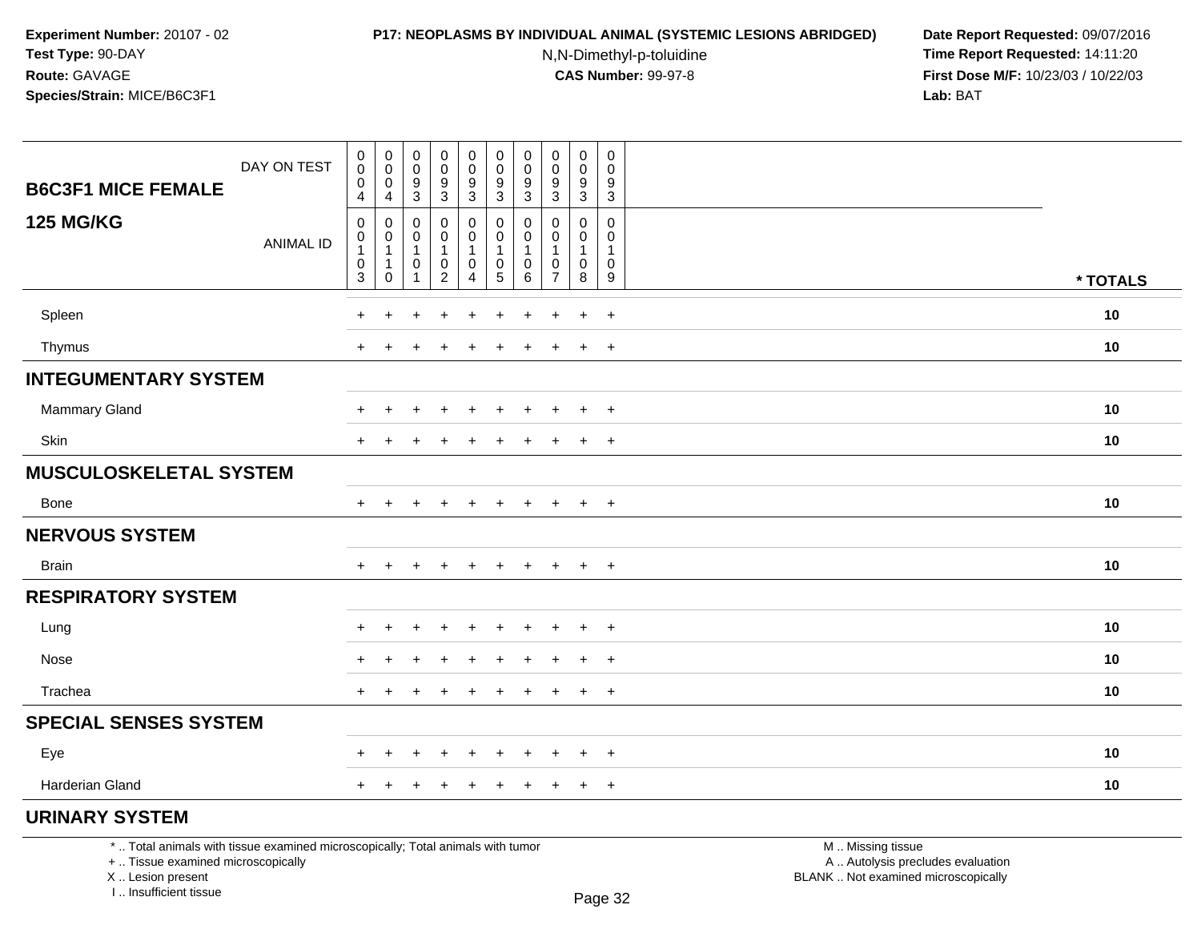**Experiment Number:** 20107 - 02
**Test Type:** 90-DAY
**Route:** GAVAGE
**Species/Strain:** MICE/B6C3F1

**P17: NEOPLASMS BY INDIVIDUAL ANIMAL (SYSTEMIC LESIONS ABRIDGED)**
N,N-Dimethyl-p-toluidine
**CAS Number:** 99-97-8

**Date Report Requested:** 09/07/2016
**Time Report Requested:** 14:11:20
**First Dose M/F:** 10/23/03 / 10/22/03
**Lab:** BAT

| B6C3F1 MICE FEMALE 125 MG/KG | | | | | | | | | | | |
|---|---|---|---|---|---|---|---|---|---|---|---|
| DAY ON TEST | 0004 | 0004 | 0093 | 0093 | 0093 | 0093 | 0093 | 0093 | 0093 | 0093 | |
| ANIMAL ID | 00103 | 00110 | 00101 | 00102 | 00104 | 00105 | 00106 | 00107 | 00108 | 00109 | * TOTALS |
| Spleen | + | + | + | + | + | + | + | + | + | + | 10 |
| Thymus | + | + | + | + | + | + | + | + | + | + | 10 |
| **INTEGUMENTARY SYSTEM** | | | | | | | | | | | |
| Mammary Gland | + | + | + | + | + | + | + | + | + | + | 10 |
| Skin | + | + | + | + | + | + | + | + | + | + | 10 |
| **MUSCULOSKELETAL SYSTEM** | | | | | | | | | | | |
| Bone | + | + | + | + | + | + | + | + | + | + | 10 |
| **NERVOUS SYSTEM** | | | | | | | | | | | |
| Brain | + | + | + | + | + | + | + | + | + | + | 10 |
| **RESPIRATORY SYSTEM** | | | | | | | | | | | |
| Lung | + | + | + | + | + | + | + | + | + | + | 10 |
| Nose | + | + | + | + | + | + | + | + | + | + | 10 |
| Trachea | + | + | + | + | + | + | + | + | + | + | 10 |
| **SPECIAL SENSES SYSTEM** | | | | | | | | | | | |
| Eye | + | + | + | + | + | + | + | + | + | + | 10 |
| Harderian Gland | + | + | + | + | + | + | + | + | + | + | 10 |
| **URINARY SYSTEM** | | | | | | | | | | | |

\* .. Total animals with tissue examined microscopically; Total animals with tumor
\+ .. Tissue examined microscopically
X .. Lesion present
I .. Insufficient tissue

M .. Missing tissue
A .. Autolysis precludes evaluation
BLANK .. Not examined microscopically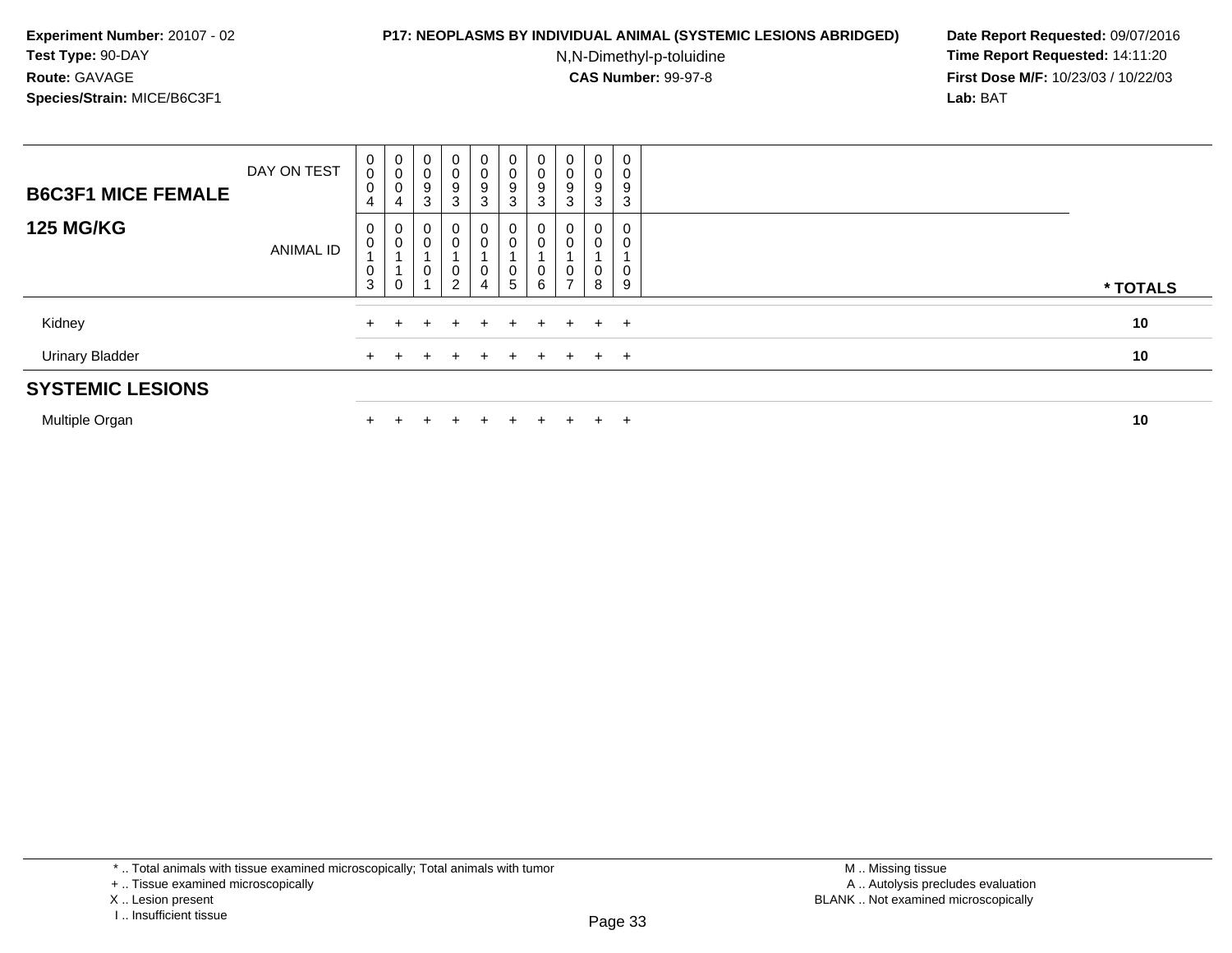**Experiment Number:** 20107 - 02
**Test Type:** 90-DAY
**Route:** GAVAGE
**Species/Strain:** MICE/B6C3F1

**P17: NEOPLASMS BY INDIVIDUAL ANIMAL (SYSTEMIC LESIONS ABRIDGED)**
N,N-Dimethyl-p-toluidine
**CAS Number:** 99-97-8

**Date Report Requested:** 09/07/2016
**Time Report Requested:** 14:11:20
**First Dose M/F:** 10/23/03 / 10/22/03
**Lab:** BAT

| **B6C3F1 MICE FEMALE** DAY ON TEST | 0004 | 0004 | 0093 | 0093 | 0093 | 0093 | 0093 | 0093 | 0093 | 0093 | |
|---|---|---|---|---|---|---|---|---|---|---|---|
| **125 MG/KG** ANIMAL ID | 00103 | 00110 | 00101 | 00102 | 00104 | 00105 | 00106 | 00107 | 00108 | 00109 | *** TOTALS** |
| Kidney | + | + | + | + | + | + | + | + | + | + | **10** |
| Urinary Bladder | + | + | + | + | + | + | + | + | + | + | **10** |
| **SYSTEMIC LESIONS** | | | | | | | | | | | |
| Multiple Organ | + | + | + | + | + | + | + | + | + | + | **10** |

\* .. Total animals with tissue examined microscopically; Total animals with tumor
+ .. Tissue examined microscopically
X .. Lesion present
I .. Insufficient tissue

M .. Missing tissue
A .. Autolysis precludes evaluation
BLANK .. Not examined microscopically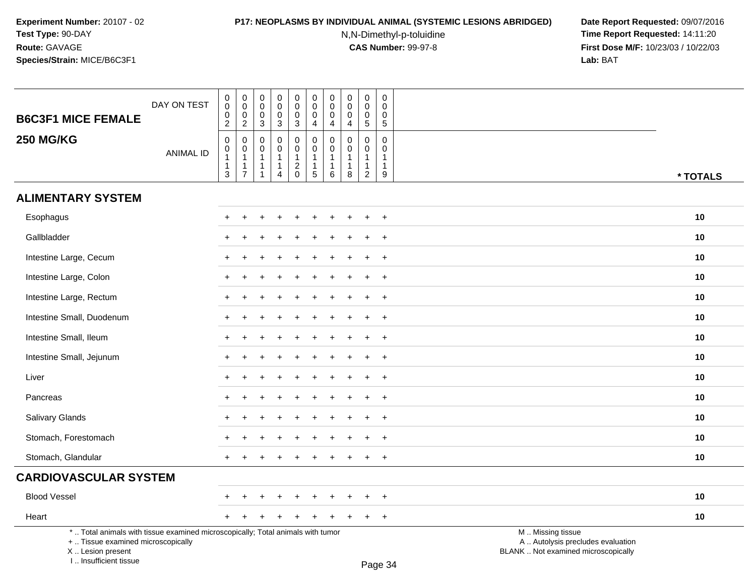**Experiment Number:** 20107 - 02
**Test Type:** 90-DAY
**Route:** GAVAGE
**Species/Strain:** MICE/B6C3F1

**P17: NEOPLASMS BY INDIVIDUAL ANIMAL (SYSTEMIC LESIONS ABRIDGED)**
N,N-Dimethyl-p-toluidine
**CAS Number:** 99-97-8

**Date Report Requested:** 09/07/2016
**Time Report Requested:** 14:11:20
**First Dose M/F:** 10/23/03 / 10/22/03
**Lab:** BAT

| B6C3F1 MICE FEMALE 250 MG/KG | | | | | | | | | | | |
|---|---|---|---|---|---|---|---|---|---|---|---|
| DAY ON TEST | 0002 | 0002 | 0003 | 0003 | 0003 | 0004 | 0004 | 0004 | 0005 | 0005 | |
| ANIMAL ID | 00113 | 00117 | 00111 | 00114 | 00120 | 00115 | 00116 | 00118 | 00112 | 00119 | * TOTALS |
| **ALIMENTARY SYSTEM** | | | | | | | | | | | |
| Esophagus | + | + | + | + | + | + | + | + | + | + | 10 |
| Gallbladder | + | + | + | + | + | + | + | + | + | + | 10 |
| Intestine Large, Cecum | + | + | + | + | + | + | + | + | + | + | 10 |
| Intestine Large, Colon | + | + | + | + | + | + | + | + | + | + | 10 |
| Intestine Large, Rectum | + | + | + | + | + | + | + | + | + | + | 10 |
| Intestine Small, Duodenum | + | + | + | + | + | + | + | + | + | + | 10 |
| Intestine Small, Ileum | + | + | + | + | + | + | + | + | + | + | 10 |
| Intestine Small, Jejunum | + | + | + | + | + | + | + | + | + | + | 10 |
| Liver | + | + | + | + | + | + | + | + | + | + | 10 |
| Pancreas | + | + | + | + | + | + | + | + | + | + | 10 |
| Salivary Glands | + | + | + | + | + | + | + | + | + | + | 10 |
| Stomach, Forestomach | + | + | + | + | + | + | + | + | + | + | 10 |
| Stomach, Glandular | + | + | + | + | + | + | + | + | + | + | 10 |
| **CARDIOVASCULAR SYSTEM** | | | | | | | | | | | |
| Blood Vessel | + | + | + | + | + | + | + | + | + | + | 10 |
| Heart | + | + | + | + | + | + | + | + | + | + | 10 |

* .. Total animals with tissue examined microscopically; Total animals with tumor
+ .. Tissue examined microscopically
X .. Lesion present
I .. Insufficient tissue

M .. Missing tissue
A .. Autolysis precludes evaluation
BLANK .. Not examined microscopically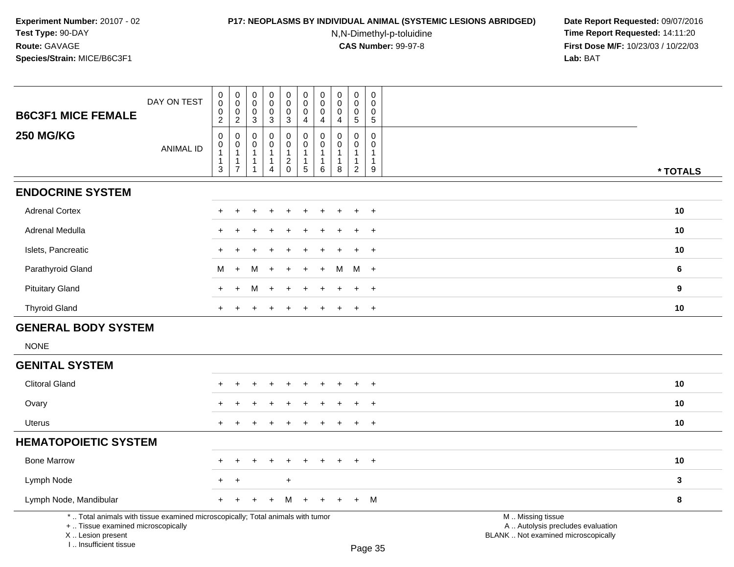**Experiment Number:** 20107 - 02
**Test Type:** 90-DAY
**Route:** GAVAGE
**Species/Strain:** MICE/B6C3F1

**P17: NEOPLASMS BY INDIVIDUAL ANIMAL (SYSTEMIC LESIONS ABRIDGED)**
N,N-Dimethyl-p-toluidine
**CAS Number:** 99-97-8

**Date Report Requested:** 09/07/2016
**Time Report Requested:** 14:11:20
**First Dose M/F:** 10/23/03 / 10/22/03
**Lab:** BAT

| B6C3F1 MICE FEMALE 250 MG/KG | | | | | | | | | | | |
|---|---|---|---|---|---|---|---|---|---|---|---|
| DAY ON TEST | 0002 | 0002 | 0003 | 0003 | 0003 | 0004 | 0004 | 0004 | 0005 | 0005 | |
| ANIMAL ID | 00113 | 00117 | 00111 | 00114 | 00120 | 00115 | 00116 | 00118 | 00112 | 00119 | * TOTALS |
| **ENDOCRINE SYSTEM** | | | | | | | | | | | |
| Adrenal Cortex | + | + | + | + | + | + | + | + | + | + | 10 |
| Adrenal Medulla | + | + | + | + | + | + | + | + | + | + | 10 |
| Islets, Pancreatic | + | + | + | + | + | + | + | + | + | + | 10 |
| Parathyroid Gland | M | + | M | + | + | + | + | M | M | + | 6 |
| Pituitary Gland | + | + | M | + | + | + | + | + | + | + | 9 |
| Thyroid Gland | + | + | + | + | + | + | + | + | + | + | 10 |
| **GENERAL BODY SYSTEM** | | | | | | | | | | | |
| NONE | | | | | | | | | | | |
| **GENITAL SYSTEM** | | | | | | | | | | | |
| Clitoral Gland | + | + | + | + | + | + | + | + | + | + | 10 |
| Ovary | + | + | + | + | + | + | + | + | + | + | 10 |
| Uterus | + | + | + | + | + | + | + | + | + | + | 10 |
| **HEMATOPOIETIC SYSTEM** | | | | | | | | | | | |
| Bone Marrow | + | + | + | + | + | + | + | + | + | + | 10 |
| Lymph Node | + | + | | | + | | | | | | 3 |
| Lymph Node, Mandibular | + | + | + | + | M | + | + | + | + | M | 8 |

\* .. Total animals with tissue examined microscopically; Total animals with tumor
\+ .. Tissue examined microscopically
X .. Lesion present
I .. Insufficient tissue

M .. Missing tissue
A .. Autolysis precludes evaluation
BLANK .. Not examined microscopically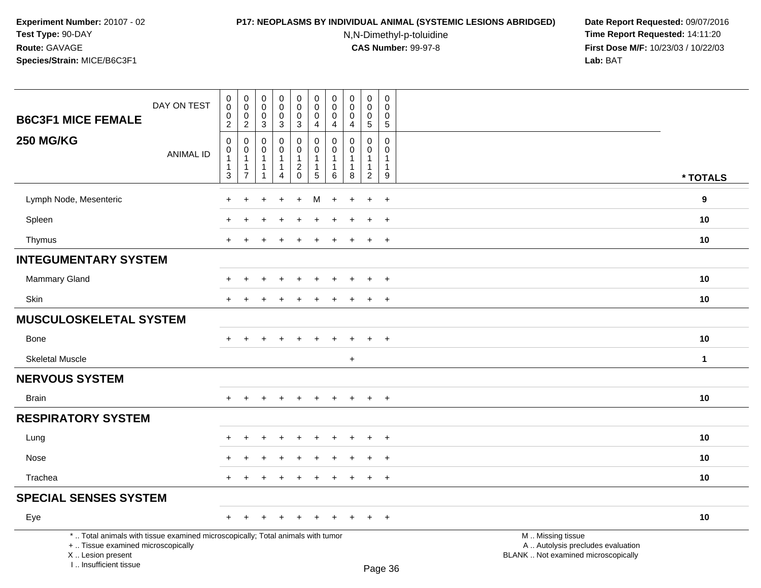**Experiment Number:** 20107 - 02
**Test Type:** 90-DAY
**Route:** GAVAGE
**Species/Strain:** MICE/B6C3F1

**P17: NEOPLASMS BY INDIVIDUAL ANIMAL (SYSTEMIC LESIONS ABRIDGED)**
N,N-Dimethyl-p-toluidine
**CAS Number:** 99-97-8

**Date Report Requested:** 09/07/2016
**Time Report Requested:** 14:11:20
**First Dose M/F:** 10/23/03 / 10/22/03
**Lab:** BAT

| B6C3F1 MICE FEMALE 250 MG/KG | | | | | | | | | | | |
|---|---|---|---|---|---|---|---|---|---|---|---|
| DAY ON TEST | 0002 | 0002 | 0003 | 0003 | 0003 | 0004 | 0004 | 0004 | 0005 | 0005 | |
| ANIMAL ID | 00113 | 00117 | 00111 | 00114 | 00120 | 00115 | 00116 | 00118 | 00112 | 00119 | * TOTALS |
| Lymph Node, Mesenteric | + | + | + | + | + | M | + | + | + | + | 9 |
| Spleen | + | + | + | + | + | + | + | + | + | + | 10 |
| Thymus | + | + | + | + | + | + | + | + | + | + | 10 |
| **INTEGUMENTARY SYSTEM** | | | | | | | | | | | |
| Mammary Gland | + | + | + | + | + | + | + | + | + | + | 10 |
| Skin | + | + | + | + | + | + | + | + | + | + | 10 |
| **MUSCULOSKELETAL SYSTEM** | | | | | | | | | | | |
| Bone | + | + | + | + | + | + | + | + | + | + | 10 |
| Skeletal Muscle | | | | | | | | + | | | 1 |
| **NERVOUS SYSTEM** | | | | | | | | | | | |
| Brain | + | + | + | + | + | + | + | + | + | + | 10 |
| **RESPIRATORY SYSTEM** | | | | | | | | | | | |
| Lung | + | + | + | + | + | + | + | + | + | + | 10 |
| Nose | + | + | + | + | + | + | + | + | + | + | 10 |
| Trachea | + | + | + | + | + | + | + | + | + | + | 10 |
| **SPECIAL SENSES SYSTEM** | | | | | | | | | | | |
| Eye | + | + | + | + | + | + | + | + | + | + | 10 |

* .. Total animals with tissue examined microscopically; Total animals with tumor
+ .. Tissue examined microscopically
X .. Lesion present
I .. Insufficient tissue

M .. Missing tissue
A .. Autolysis precludes evaluation
BLANK .. Not examined microscopically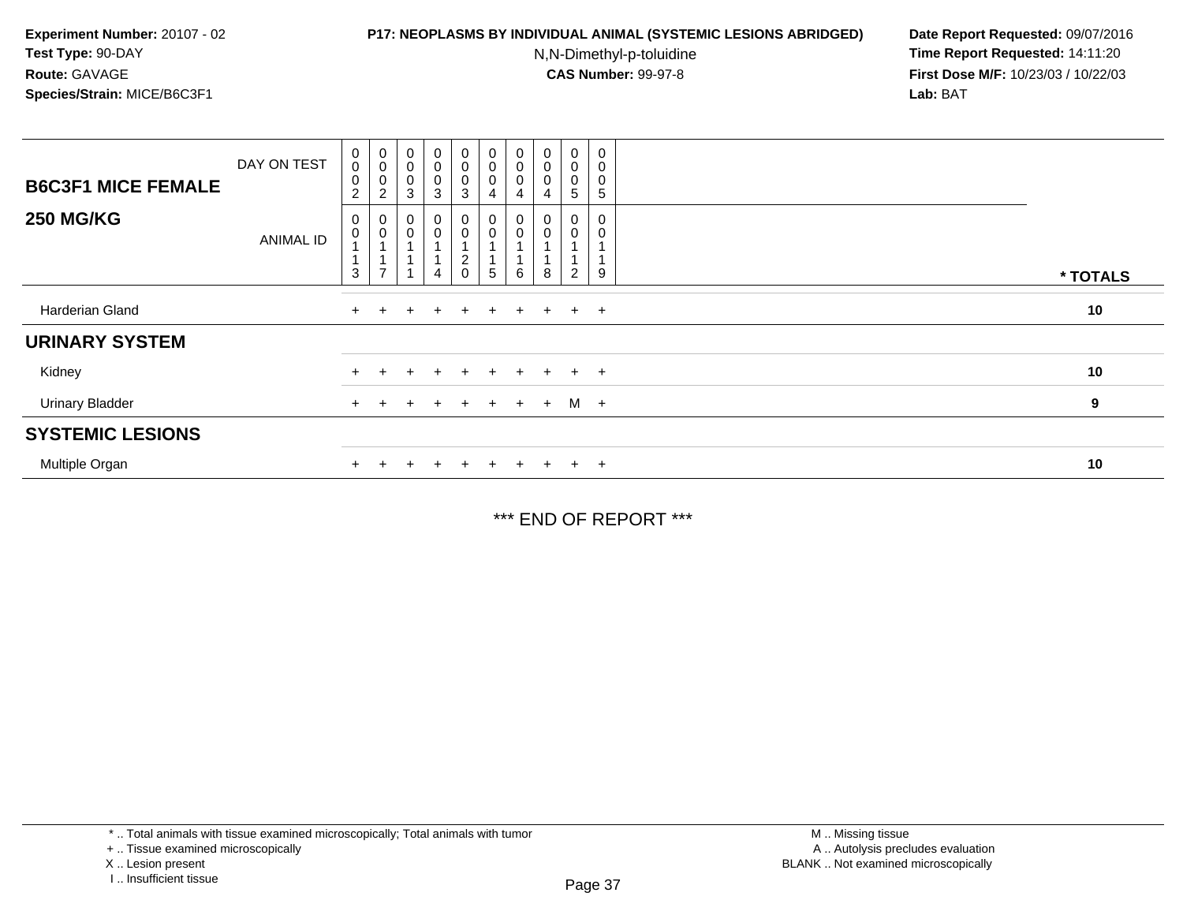**Experiment Number:** 20107 - 02
**Test Type:** 90-DAY
**Route:** GAVAGE
**Species/Strain:** MICE/B6C3F1

**P17: NEOPLASMS BY INDIVIDUAL ANIMAL (SYSTEMIC LESIONS ABRIDGED)**
N,N-Dimethyl-p-toluidine
**CAS Number:** 99-97-8

**Date Report Requested:** 09/07/2016
**Time Report Requested:** 14:11:20
**First Dose M/F:** 10/23/03 / 10/22/03
**Lab:** BAT

| **B6C3F1 MICE FEMALE** DAY ON TEST | 0002 | 0002 | 0003 | 0003 | 0003 | 0004 | 0004 | 0004 | 0005 | 0005 | |
|---|---|---|---|---|---|---|---|---|---|---|---|
| **250 MG/KG** ANIMAL ID | 00113 | 00117 | 00111 | 00114 | 00120 | 00115 | 00116 | 00118 | 00112 | 00119 | *** TOTALS** |
| Harderian Gland | + | + | + | + | + | + | + | + | + | + | **10** |
| **URINARY SYSTEM** | | | | | | | | | | | |
| Kidney | + | + | + | + | + | + | + | + | + | + | **10** |
| Urinary Bladder | + | + | + | + | + | + | + | + | M | + | **9** |
| **SYSTEMIC LESIONS** | | | | | | | | | | | |
| Multiple Organ | + | + | + | + | + | + | + | + | + | + | **10** |

*** END OF REPORT ***

\* .. Total animals with tissue examined microscopically; Total animals with tumor
\+ .. Tissue examined microscopically
X .. Lesion present
I .. Insufficient tissue

M .. Missing tissue
A .. Autolysis precludes evaluation
BLANK .. Not examined microscopically